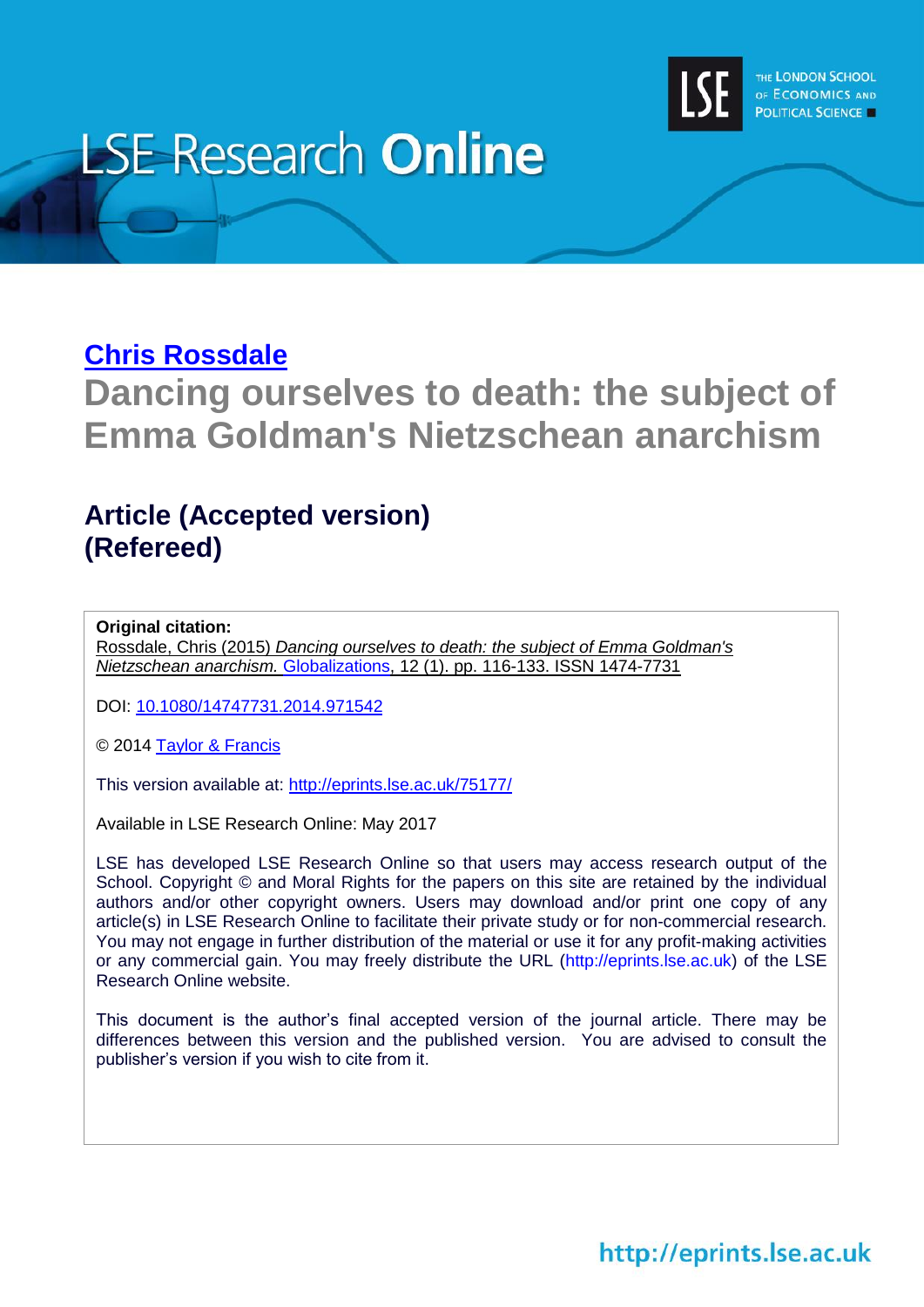**Chris Rossdale**

# Dancing ourselves to death: the subject of Emma Goldman's Nietzschean anarchism

## Article (Accepted version)
## (Refereed)

**Original citation:**
Rossdale, Chris (2015) *Dancing ourselves to death: the subject of Emma Goldman's Nietzschean anarchism.* Globalizations, 12 (1). pp. 116-133. ISSN 1474-7731

DOI: 10.1080/14747731.2014.971542

© 2014 Taylor & Francis

This version available at: http://eprints.lse.ac.uk/75177/

Available in LSE Research Online: May 2017

LSE has developed LSE Research Online so that users may access research output of the School. Copyright © and Moral Rights for the papers on this site are retained by the individual authors and/or other copyright owners. Users may download and/or print one copy of any article(s) in LSE Research Online to facilitate their private study or for non-commercial research. You may not engage in further distribution of the material or use it for any profit-making activities or any commercial gain. You may freely distribute the URL (http://eprints.lse.ac.uk) of the LSE Research Online website.

This document is the author's final accepted version of the journal article. There may be differences between this version and the published version. You are advised to consult the publisher's version if you wish to cite from it.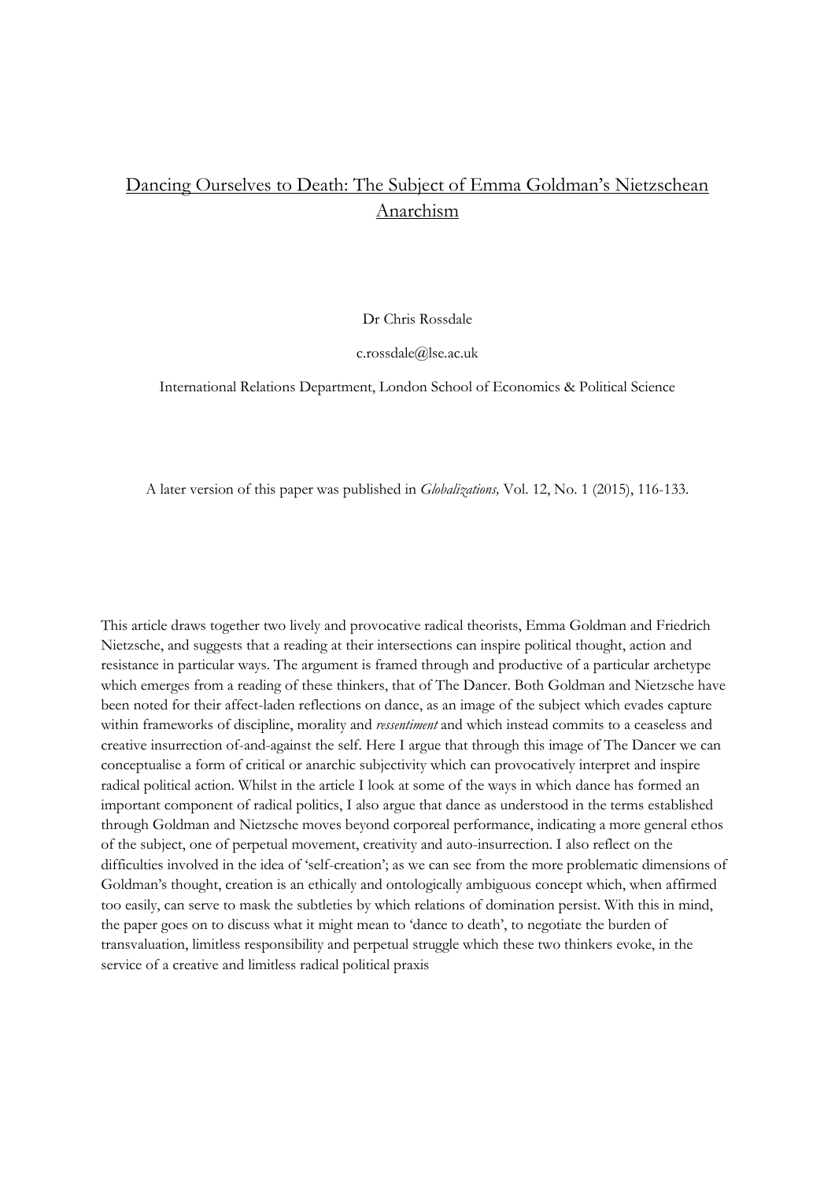# Dancing Ourselves to Death: The Subject of Emma Goldman's Nietzschean Anarchism

Dr Chris Rossdale

c.rossdale@lse.ac.uk

International Relations Department, London School of Economics & Political Science

A later version of this paper was published in *Globalizations,* Vol. 12, No. 1 (2015), 116-133.

This article draws together two lively and provocative radical theorists, Emma Goldman and Friedrich Nietzsche, and suggests that a reading at their intersections can inspire political thought, action and resistance in particular ways. The argument is framed through and productive of a particular archetype which emerges from a reading of these thinkers, that of The Dancer. Both Goldman and Nietzsche have been noted for their affect-laden reflections on dance, as an image of the subject which evades capture within frameworks of discipline, morality and *ressentiment* and which instead commits to a ceaseless and creative insurrection of-and-against the self. Here I argue that through this image of The Dancer we can conceptualise a form of critical or anarchic subjectivity which can provocatively interpret and inspire radical political action. Whilst in the article I look at some of the ways in which dance has formed an important component of radical politics, I also argue that dance as understood in the terms established through Goldman and Nietzsche moves beyond corporeal performance, indicating a more general ethos of the subject, one of perpetual movement, creativity and auto-insurrection. I also reflect on the difficulties involved in the idea of 'self-creation'; as we can see from the more problematic dimensions of Goldman's thought, creation is an ethically and ontologically ambiguous concept which, when affirmed too easily, can serve to mask the subtleties by which relations of domination persist. With this in mind, the paper goes on to discuss what it might mean to 'dance to death', to negotiate the burden of transvaluation, limitless responsibility and perpetual struggle which these two thinkers evoke, in the service of a creative and limitless radical political praxis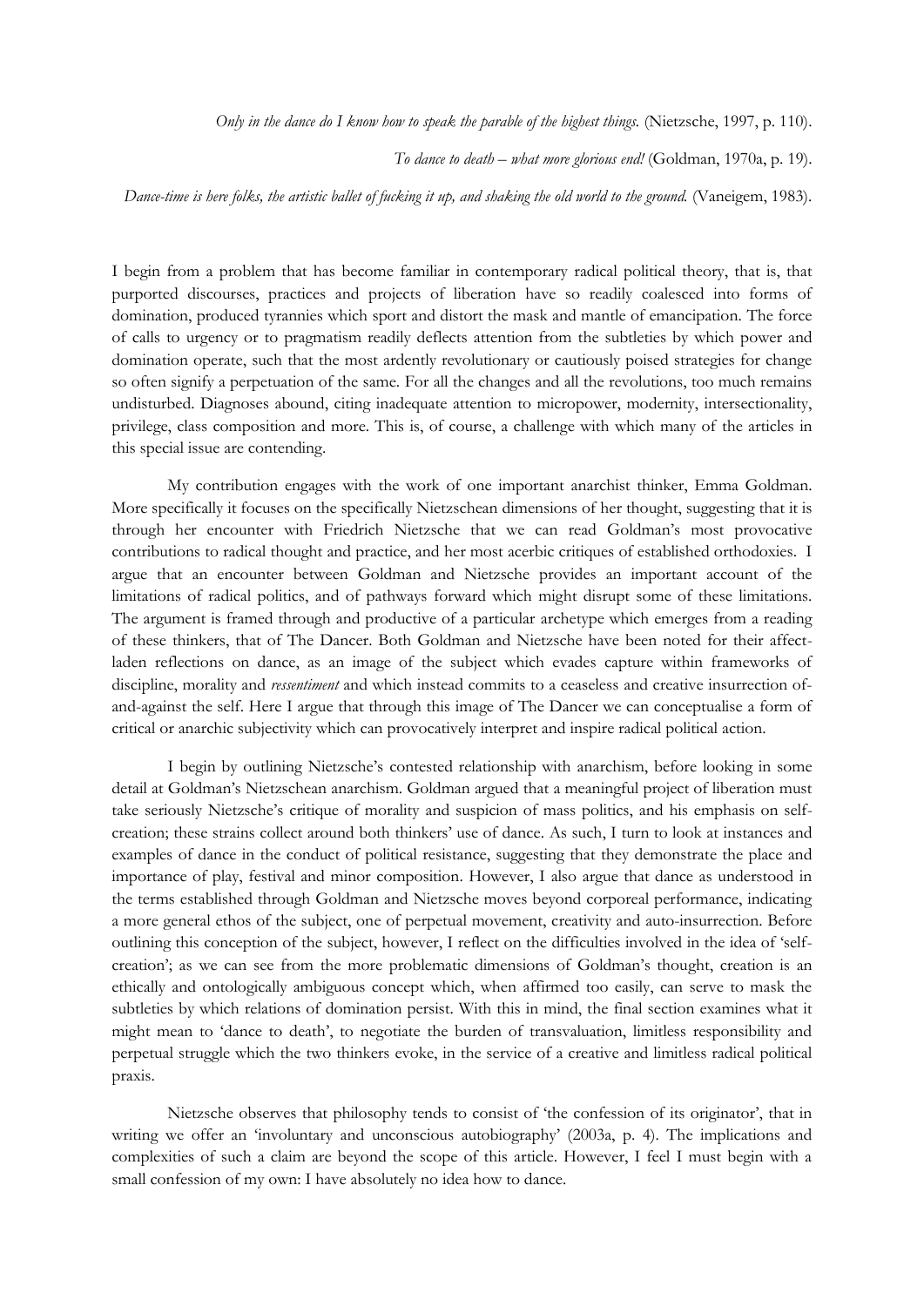*Only in the dance do I know how to speak the parable of the highest things.* (Nietzsche, 1997, p. 110).

*To dance to death – what more glorious end!* (Goldman, 1970a, p. 19).

*Dance-time is here folks, the artistic ballet of fucking it up, and shaking the old world to the ground.* (Vaneigem, 1983).

I begin from a problem that has become familiar in contemporary radical political theory, that is, that purported discourses, practices and projects of liberation have so readily coalesced into forms of domination, produced tyrannies which sport and distort the mask and mantle of emancipation. The force of calls to urgency or to pragmatism readily deflects attention from the subtleties by which power and domination operate, such that the most ardently revolutionary or cautiously poised strategies for change so often signify a perpetuation of the same. For all the changes and all the revolutions, too much remains undisturbed. Diagnoses abound, citing inadequate attention to micropower, modernity, intersectionality, privilege, class composition and more. This is, of course, a challenge with which many of the articles in this special issue are contending.

My contribution engages with the work of one important anarchist thinker, Emma Goldman. More specifically it focuses on the specifically Nietzschean dimensions of her thought, suggesting that it is through her encounter with Friedrich Nietzsche that we can read Goldman's most provocative contributions to radical thought and practice, and her most acerbic critiques of established orthodoxies. I argue that an encounter between Goldman and Nietzsche provides an important account of the limitations of radical politics, and of pathways forward which might disrupt some of these limitations. The argument is framed through and productive of a particular archetype which emerges from a reading of these thinkers, that of The Dancer. Both Goldman and Nietzsche have been noted for their affect-laden reflections on dance, as an image of the subject which evades capture within frameworks of discipline, morality and *ressentiment* and which instead commits to a ceaseless and creative insurrection of-and-against the self. Here I argue that through this image of The Dancer we can conceptualise a form of critical or anarchic subjectivity which can provocatively interpret and inspire radical political action.

I begin by outlining Nietzsche's contested relationship with anarchism, before looking in some detail at Goldman's Nietzschean anarchism. Goldman argued that a meaningful project of liberation must take seriously Nietzsche's critique of morality and suspicion of mass politics, and his emphasis on self-creation; these strains collect around both thinkers' use of dance. As such, I turn to look at instances and examples of dance in the conduct of political resistance, suggesting that they demonstrate the place and importance of play, festival and minor composition. However, I also argue that dance as understood in the terms established through Goldman and Nietzsche moves beyond corporeal performance, indicating a more general ethos of the subject, one of perpetual movement, creativity and auto-insurrection. Before outlining this conception of the subject, however, I reflect on the difficulties involved in the idea of 'self-creation'; as we can see from the more problematic dimensions of Goldman's thought, creation is an ethically and ontologically ambiguous concept which, when affirmed too easily, can serve to mask the subtleties by which relations of domination persist. With this in mind, the final section examines what it might mean to 'dance to death', to negotiate the burden of transvaluation, limitless responsibility and perpetual struggle which the two thinkers evoke, in the service of a creative and limitless radical political praxis.

Nietzsche observes that philosophy tends to consist of 'the confession of its originator', that in writing we offer an 'involuntary and unconscious autobiography' (2003a, p. 4). The implications and complexities of such a claim are beyond the scope of this article. However, I feel I must begin with a small confession of my own: I have absolutely no idea how to dance.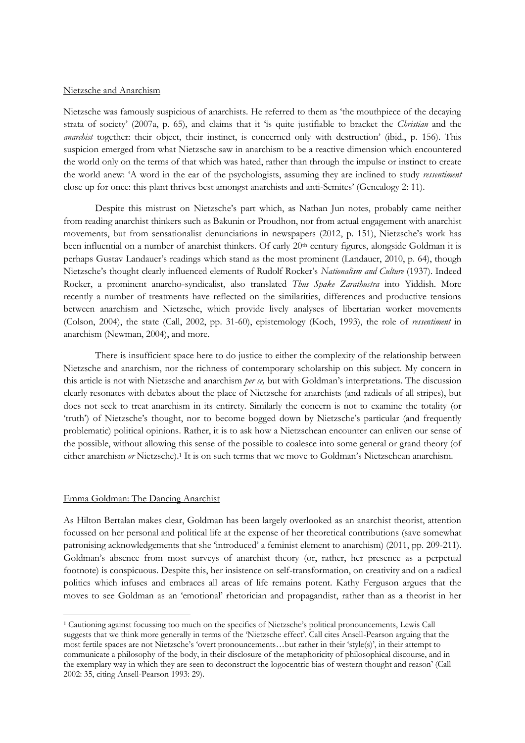Nietzsche and Anarchism

Nietzsche was famously suspicious of anarchists. He referred to them as 'the mouthpiece of the decaying strata of society' (2007a, p. 65), and claims that it 'is quite justifiable to bracket the *Christian* and the *anarchist* together: their object, their instinct, is concerned only with destruction' (ibid., p. 156). This suspicion emerged from what Nietzsche saw in anarchism to be a reactive dimension which encountered the world only on the terms of that which was hated, rather than through the impulse or instinct to create the world anew: 'A word in the ear of the psychologists, assuming they are inclined to study *ressentiment* close up for once: this plant thrives best amongst anarchists and anti-Semites' (Genealogy 2: 11).

Despite this mistrust on Nietzsche's part which, as Nathan Jun notes, probably came neither from reading anarchist thinkers such as Bakunin or Proudhon, nor from actual engagement with anarchist movements, but from sensationalist denunciations in newspapers (2012, p. 151), Nietzsche's work has been influential on a number of anarchist thinkers. Of early 20th century figures, alongside Goldman it is perhaps Gustav Landauer's readings which stand as the most prominent (Landauer, 2010, p. 64), though Nietzsche's thought clearly influenced elements of Rudolf Rocker's *Nationalism and Culture* (1937). Indeed Rocker, a prominent anarcho-syndicalist, also translated *Thus Spake Zarathustra* into Yiddish. More recently a number of treatments have reflected on the similarities, differences and productive tensions between anarchism and Nietzsche, which provide lively analyses of libertarian worker movements (Colson, 2004), the state (Call, 2002, pp. 31-60), epistemology (Koch, 1993), the role of *ressentiment* in anarchism (Newman, 2004), and more.

There is insufficient space here to do justice to either the complexity of the relationship between Nietzsche and anarchism, nor the richness of contemporary scholarship on this subject. My concern in this article is not with Nietzsche and anarchism *per se,* but with Goldman's interpretations. The discussion clearly resonates with debates about the place of Nietzsche for anarchists (and radicals of all stripes), but does not seek to treat anarchism in its entirety. Similarly the concern is not to examine the totality (or 'truth') of Nietzsche's thought, nor to become bogged down by Nietzsche's particular (and frequently problematic) political opinions. Rather, it is to ask how a Nietzschean encounter can enliven our sense of the possible, without allowing this sense of the possible to coalesce into some general or grand theory (of either anarchism *or* Nietzsche).[1] It is on such terms that we move to Goldman's Nietzschean anarchism.

Emma Goldman: The Dancing Anarchist

As Hilton Bertalan makes clear, Goldman has been largely overlooked as an anarchist theorist, attention focussed on her personal and political life at the expense of her theoretical contributions (save somewhat patronising acknowledgements that she 'introduced' a feminist element to anarchism) (2011, pp. 209-211). Goldman's absence from most surveys of anarchist theory (or, rather, her presence as a perpetual footnote) is conspicuous. Despite this, her insistence on self-transformation, on creativity and on a radical politics which infuses and embraces all areas of life remains potent. Kathy Ferguson argues that the moves to see Goldman as an 'emotional' rhetorician and propagandist, rather than as a theorist in her

[1] Cautioning against focussing too much on the specifics of Nietzsche's political pronouncements, Lewis Call suggests that we think more generally in terms of the 'Nietzsche effect'. Call cites Ansell-Pearson arguing that the most fertile spaces are not Nietzsche's 'overt pronouncements…but rather in their 'style(s)', in their attempt to communicate a philosophy of the body, in their disclosure of the metaphoricity of philosophical discourse, and in the exemplary way in which they are seen to deconstruct the logocentric bias of western thought and reason' (Call 2002: 35, citing Ansell-Pearson 1993: 29).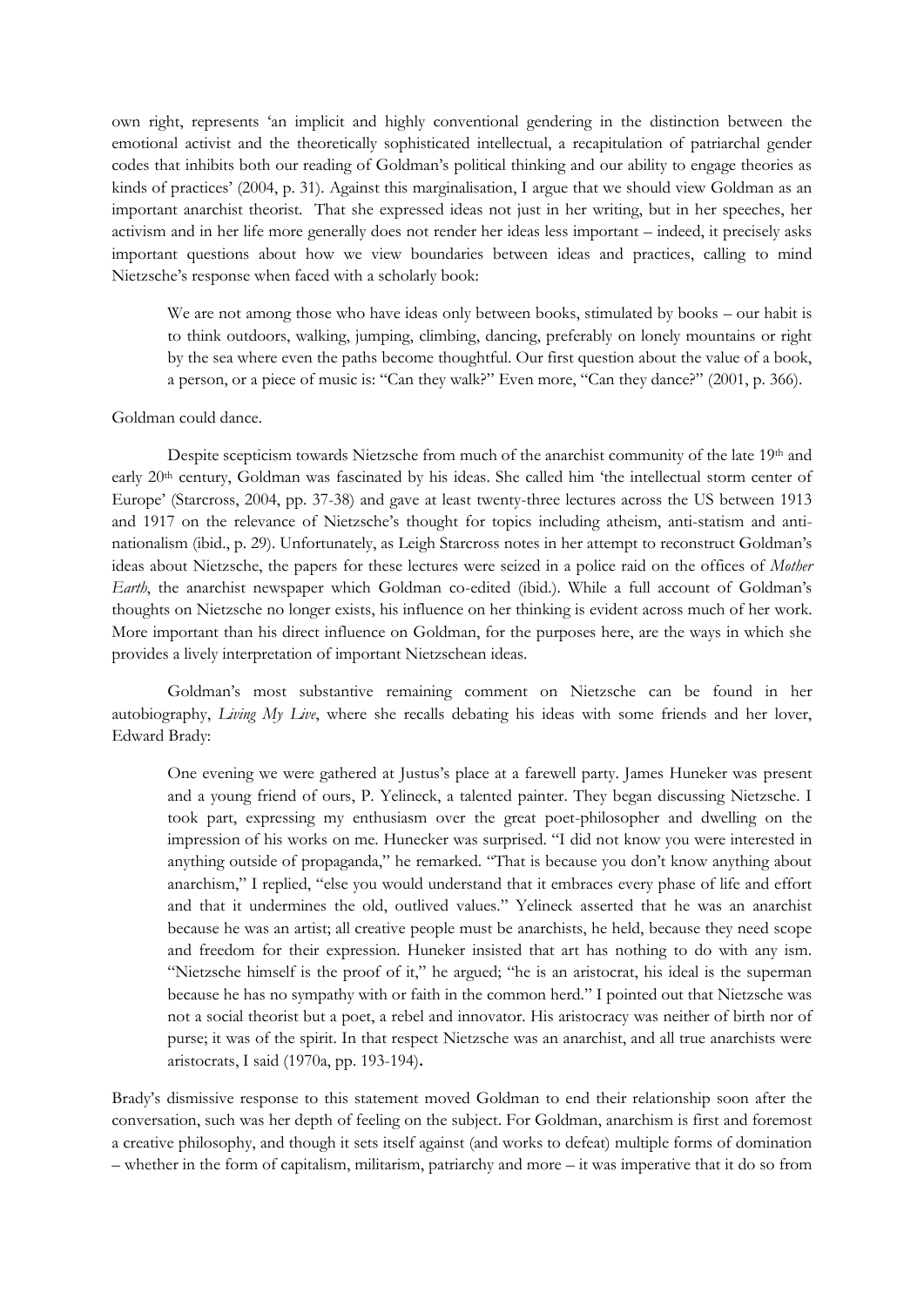own right, represents 'an implicit and highly conventional gendering in the distinction between the emotional activist and the theoretically sophisticated intellectual, a recapitulation of patriarchal gender codes that inhibits both our reading of Goldman's political thinking and our ability to engage theories as kinds of practices' (2004, p. 31). Against this marginalisation, I argue that we should view Goldman as an important anarchist theorist. That she expressed ideas not just in her writing, but in her speeches, her activism and in her life more generally does not render her ideas less important – indeed, it precisely asks important questions about how we view boundaries between ideas and practices, calling to mind Nietzsche's response when faced with a scholarly book:

> We are not among those who have ideas only between books, stimulated by books – our habit is to think outdoors, walking, jumping, climbing, dancing, preferably on lonely mountains or right by the sea where even the paths become thoughtful. Our first question about the value of a book, a person, or a piece of music is: "Can they walk?" Even more, "Can they dance?" (2001, p. 366).

Goldman could dance.

Despite scepticism towards Nietzsche from much of the anarchist community of the late 19th and early 20th century, Goldman was fascinated by his ideas. She called him 'the intellectual storm center of Europe' (Starcross, 2004, pp. 37-38) and gave at least twenty-three lectures across the US between 1913 and 1917 on the relevance of Nietzsche's thought for topics including atheism, anti-statism and anti-nationalism (ibid., p. 29). Unfortunately, as Leigh Starcross notes in her attempt to reconstruct Goldman's ideas about Nietzsche, the papers for these lectures were seized in a police raid on the offices of *Mother Earth*, the anarchist newspaper which Goldman co-edited (ibid.). While a full account of Goldman's thoughts on Nietzsche no longer exists, his influence on her thinking is evident across much of her work. More important than his direct influence on Goldman, for the purposes here, are the ways in which she provides a lively interpretation of important Nietzschean ideas.

Goldman's most substantive remaining comment on Nietzsche can be found in her autobiography, *Living My Live*, where she recalls debating his ideas with some friends and her lover, Edward Brady:

> One evening we were gathered at Justus's place at a farewell party. James Huneker was present and a young friend of ours, P. Yelineck, a talented painter. They began discussing Nietzsche. I took part, expressing my enthusiasm over the great poet-philosopher and dwelling on the impression of his works on me. Hunecker was surprised. "I did not know you were interested in anything outside of propaganda," he remarked. "That is because you don't know anything about anarchism," I replied, "else you would understand that it embraces every phase of life and effort and that it undermines the old, outlived values." Yelineck asserted that he was an anarchist because he was an artist; all creative people must be anarchists, he held, because they need scope and freedom for their expression. Huneker insisted that art has nothing to do with any ism. "Nietzsche himself is the proof of it," he argued; "he is an aristocrat, his ideal is the superman because he has no sympathy with or faith in the common herd." I pointed out that Nietzsche was not a social theorist but a poet, a rebel and innovator. His aristocracy was neither of birth nor of purse; it was of the spirit. In that respect Nietzsche was an anarchist, and all true anarchists were aristocrats, I said (1970a, pp. 193-194).

Brady's dismissive response to this statement moved Goldman to end their relationship soon after the conversation, such was her depth of feeling on the subject. For Goldman, anarchism is first and foremost a creative philosophy, and though it sets itself against (and works to defeat) multiple forms of domination – whether in the form of capitalism, militarism, patriarchy and more – it was imperative that it do so from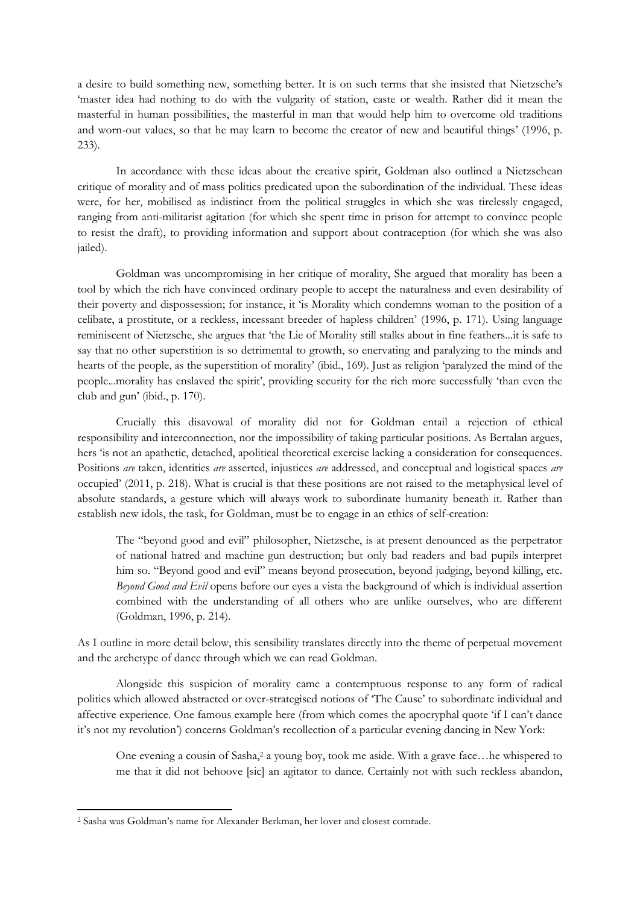a desire to build something new, something better. It is on such terms that she insisted that Nietzsche's 'master idea had nothing to do with the vulgarity of station, caste or wealth. Rather did it mean the masterful in human possibilities, the masterful in man that would help him to overcome old traditions and worn-out values, so that he may learn to become the creator of new and beautiful things' (1996, p. 233).

In accordance with these ideas about the creative spirit, Goldman also outlined a Nietzschean critique of morality and of mass politics predicated upon the subordination of the individual. These ideas were, for her, mobilised as indistinct from the political struggles in which she was tirelessly engaged, ranging from anti-militarist agitation (for which she spent time in prison for attempt to convince people to resist the draft), to providing information and support about contraception (for which she was also jailed).

Goldman was uncompromising in her critique of morality, She argued that morality has been a tool by which the rich have convinced ordinary people to accept the naturalness and even desirability of their poverty and dispossession; for instance, it 'is Morality which condemns woman to the position of a celibate, a prostitute, or a reckless, incessant breeder of hapless children' (1996, p. 171). Using language reminiscent of Nietzsche, she argues that 'the Lie of Morality still stalks about in fine feathers...it is safe to say that no other superstition is so detrimental to growth, so enervating and paralyzing to the minds and hearts of the people, as the superstition of morality' (ibid., 169). Just as religion 'paralyzed the mind of the people...morality has enslaved the spirit', providing security for the rich more successfully 'than even the club and gun' (ibid., p. 170).

Crucially this disavowal of morality did not for Goldman entail a rejection of ethical responsibility and interconnection, nor the impossibility of taking particular positions. As Bertalan argues, hers 'is not an apathetic, detached, apolitical theoretical exercise lacking a consideration for consequences. Positions *are* taken, identities *are* asserted, injustices *are* addressed, and conceptual and logistical spaces *are* occupied' (2011, p. 218). What is crucial is that these positions are not raised to the metaphysical level of absolute standards, a gesture which will always work to subordinate humanity beneath it. Rather than establish new idols, the task, for Goldman, must be to engage in an ethics of self-creation:

> The "beyond good and evil" philosopher, Nietzsche, is at present denounced as the perpetrator of national hatred and machine gun destruction; but only bad readers and bad pupils interpret him so. "Beyond good and evil" means beyond prosecution, beyond judging, beyond killing, etc. *Beyond Good and Evil* opens before our eyes a vista the background of which is individual assertion combined with the understanding of all others who are unlike ourselves, who are different (Goldman, 1996, p. 214).

As I outline in more detail below, this sensibility translates directly into the theme of perpetual movement and the archetype of dance through which we can read Goldman.

Alongside this suspicion of morality came a contemptuous response to any form of radical politics which allowed abstracted or over-strategised notions of 'The Cause' to subordinate individual and affective experience. One famous example here (from which comes the apocryphal quote 'if I can't dance it's not my revolution') concerns Goldman's recollection of a particular evening dancing in New York:

> One evening a cousin of Sasha,[2] a young boy, took me aside. With a grave face…he whispered to me that it did not behoove [sic] an agitator to dance. Certainly not with such reckless abandon,

[2] Sasha was Goldman's name for Alexander Berkman, her lover and closest comrade.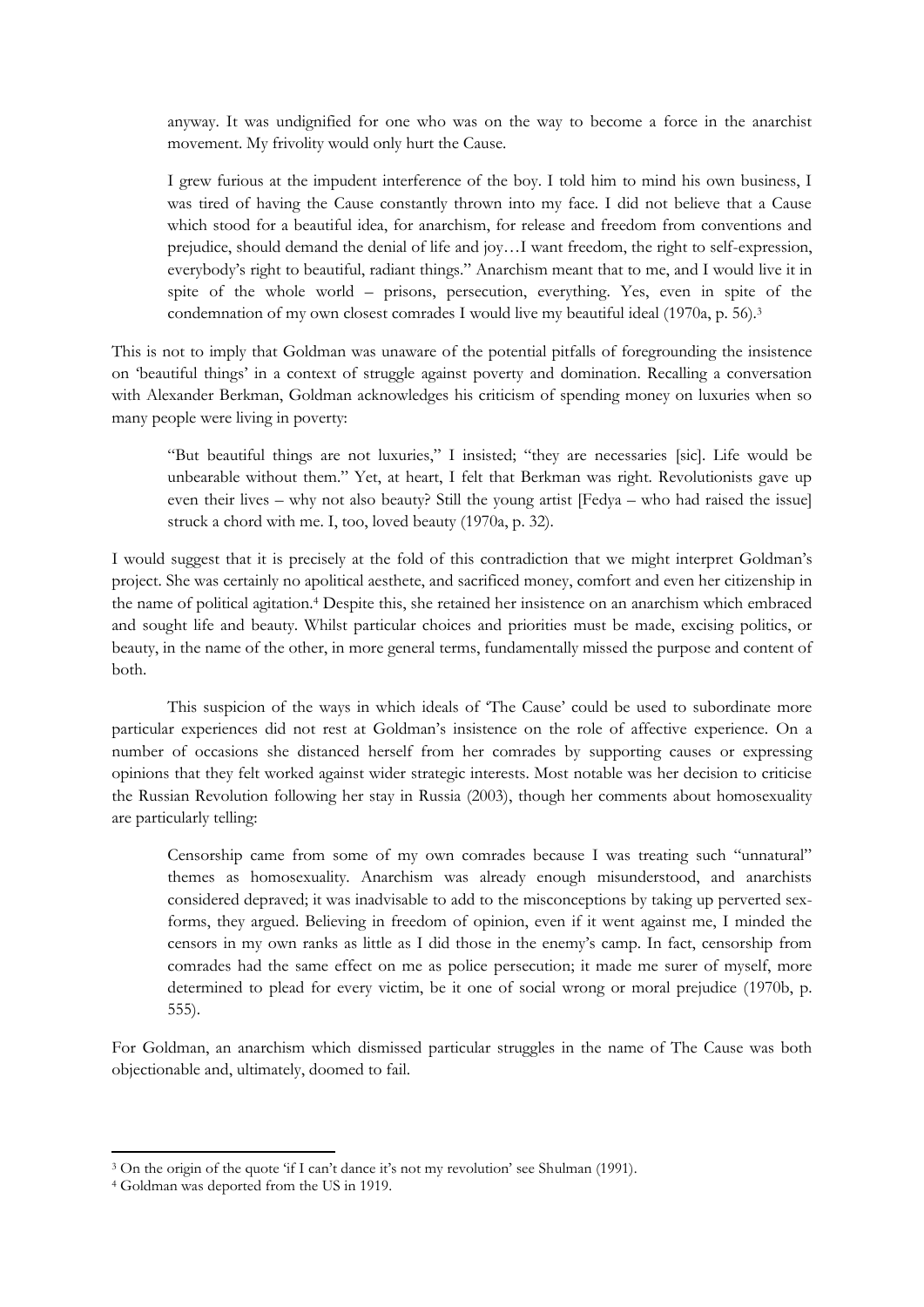> anyway. It was undignified for one who was on the way to become a force in the anarchist movement. My frivolity would only hurt the Cause.
>
> I grew furious at the impudent interference of the boy. I told him to mind his own business, I was tired of having the Cause constantly thrown into my face. I did not believe that a Cause which stood for a beautiful idea, for anarchism, for release and freedom from conventions and prejudice, should demand the denial of life and joy…I want freedom, the right to self-expression, everybody's right to beautiful, radiant things." Anarchism meant that to me, and I would live it in spite of the whole world – prisons, persecution, everything. Yes, even in spite of the condemnation of my own closest comrades I would live my beautiful ideal (1970a, p. 56).[3]

This is not to imply that Goldman was unaware of the potential pitfalls of foregrounding the insistence on 'beautiful things' in a context of struggle against poverty and domination. Recalling a conversation with Alexander Berkman, Goldman acknowledges his criticism of spending money on luxuries when so many people were living in poverty:

> "But beautiful things are not luxuries," I insisted; "they are necessaries [sic]. Life would be unbearable without them." Yet, at heart, I felt that Berkman was right. Revolutionists gave up even their lives – why not also beauty? Still the young artist [Fedya – who had raised the issue] struck a chord with me. I, too, loved beauty (1970a, p. 32).

I would suggest that it is precisely at the fold of this contradiction that we might interpret Goldman's project. She was certainly no apolitical aesthete, and sacrificed money, comfort and even her citizenship in the name of political agitation.[4] Despite this, she retained her insistence on an anarchism which embraced and sought life and beauty. Whilst particular choices and priorities must be made, excising politics, or beauty, in the name of the other, in more general terms, fundamentally missed the purpose and content of both.

This suspicion of the ways in which ideals of 'The Cause' could be used to subordinate more particular experiences did not rest at Goldman's insistence on the role of affective experience. On a number of occasions she distanced herself from her comrades by supporting causes or expressing opinions that they felt worked against wider strategic interests. Most notable was her decision to criticise the Russian Revolution following her stay in Russia (2003), though her comments about homosexuality are particularly telling:

> Censorship came from some of my own comrades because I was treating such "unnatural" themes as homosexuality. Anarchism was already enough misunderstood, and anarchists considered depraved; it was inadvisable to add to the misconceptions by taking up perverted sex-forms, they argued. Believing in freedom of opinion, even if it went against me, I minded the censors in my own ranks as little as I did those in the enemy's camp. In fact, censorship from comrades had the same effect on me as police persecution; it made me surer of myself, more determined to plead for every victim, be it one of social wrong or moral prejudice (1970b, p. 555).

For Goldman, an anarchism which dismissed particular struggles in the name of The Cause was both objectionable and, ultimately, doomed to fail.

---

[3] On the origin of the quote 'if I can't dance it's not my revolution' see Shulman (1991).

[4] Goldman was deported from the US in 1919.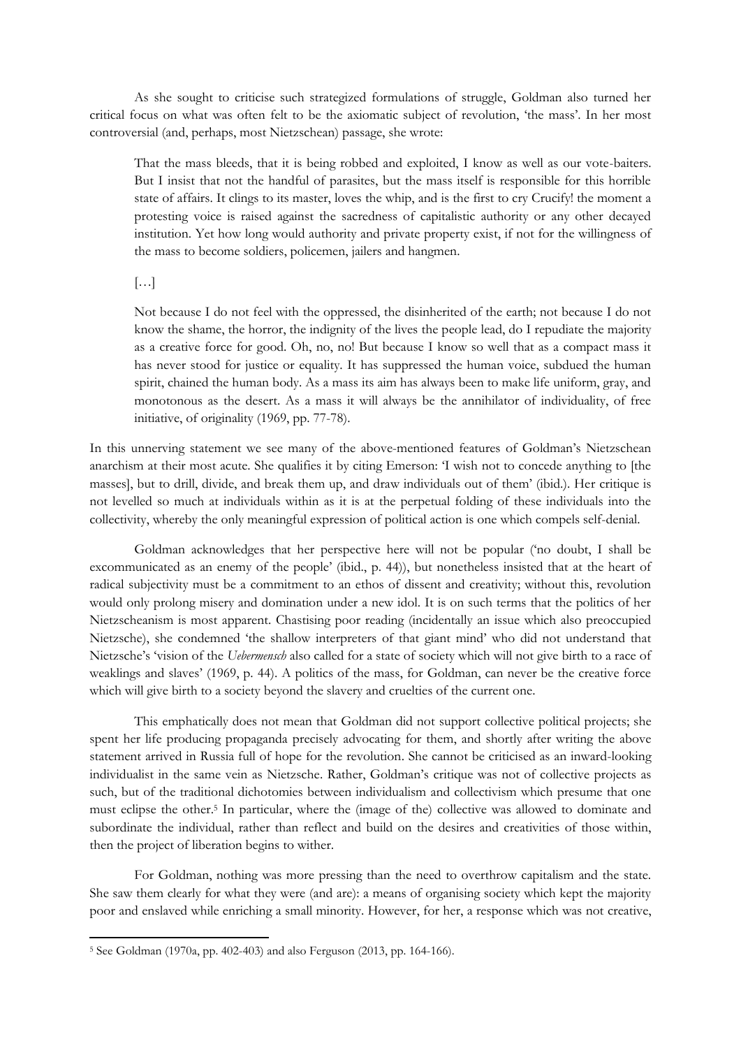As she sought to criticise such strategized formulations of struggle, Goldman also turned her critical focus on what was often felt to be the axiomatic subject of revolution, 'the mass'. In her most controversial (and, perhaps, most Nietzschean) passage, she wrote:

> That the mass bleeds, that it is being robbed and exploited, I know as well as our vote-baiters. But I insist that not the handful of parasites, but the mass itself is responsible for this horrible state of affairs. It clings to its master, loves the whip, and is the first to cry Crucify! the moment a protesting voice is raised against the sacredness of capitalistic authority or any other decayed institution. Yet how long would authority and private property exist, if not for the willingness of the mass to become soldiers, policemen, jailers and hangmen.
>
> […]
>
> Not because I do not feel with the oppressed, the disinherited of the earth; not because I do not know the shame, the horror, the indignity of the lives the people lead, do I repudiate the majority as a creative force for good. Oh, no, no! But because I know so well that as a compact mass it has never stood for justice or equality. It has suppressed the human voice, subdued the human spirit, chained the human body. As a mass its aim has always been to make life uniform, gray, and monotonous as the desert. As a mass it will always be the annihilator of individuality, of free initiative, of originality (1969, pp. 77-78).

In this unnerving statement we see many of the above-mentioned features of Goldman's Nietzschean anarchism at their most acute. She qualifies it by citing Emerson: 'I wish not to concede anything to [the masses], but to drill, divide, and break them up, and draw individuals out of them' (ibid.). Her critique is not levelled so much at individuals within as it is at the perpetual folding of these individuals into the collectivity, whereby the only meaningful expression of political action is one which compels self-denial.

Goldman acknowledges that her perspective here will not be popular ('no doubt, I shall be excommunicated as an enemy of the people' (ibid., p. 44)), but nonetheless insisted that at the heart of radical subjectivity must be a commitment to an ethos of dissent and creativity; without this, revolution would only prolong misery and domination under a new idol. It is on such terms that the politics of her Nietzscheanism is most apparent. Chastising poor reading (incidentally an issue which also preoccupied Nietzsche), she condemned 'the shallow interpreters of that giant mind' who did not understand that Nietzsche's 'vision of the *Uebermensch* also called for a state of society which will not give birth to a race of weaklings and slaves' (1969, p. 44). A politics of the mass, for Goldman, can never be the creative force which will give birth to a society beyond the slavery and cruelties of the current one.

This emphatically does not mean that Goldman did not support collective political projects; she spent her life producing propaganda precisely advocating for them, and shortly after writing the above statement arrived in Russia full of hope for the revolution. She cannot be criticised as an inward-looking individualist in the same vein as Nietzsche. Rather, Goldman's critique was not of collective projects as such, but of the traditional dichotomies between individualism and collectivism which presume that one must eclipse the other.[5] In particular, where the (image of the) collective was allowed to dominate and subordinate the individual, rather than reflect and build on the desires and creativities of those within, then the project of liberation begins to wither.

For Goldman, nothing was more pressing than the need to overthrow capitalism and the state. She saw them clearly for what they were (and are): a means of organising society which kept the majority poor and enslaved while enriching a small minority. However, for her, a response which was not creative,

[5] See Goldman (1970a, pp. 402-403) and also Ferguson (2013, pp. 164-166).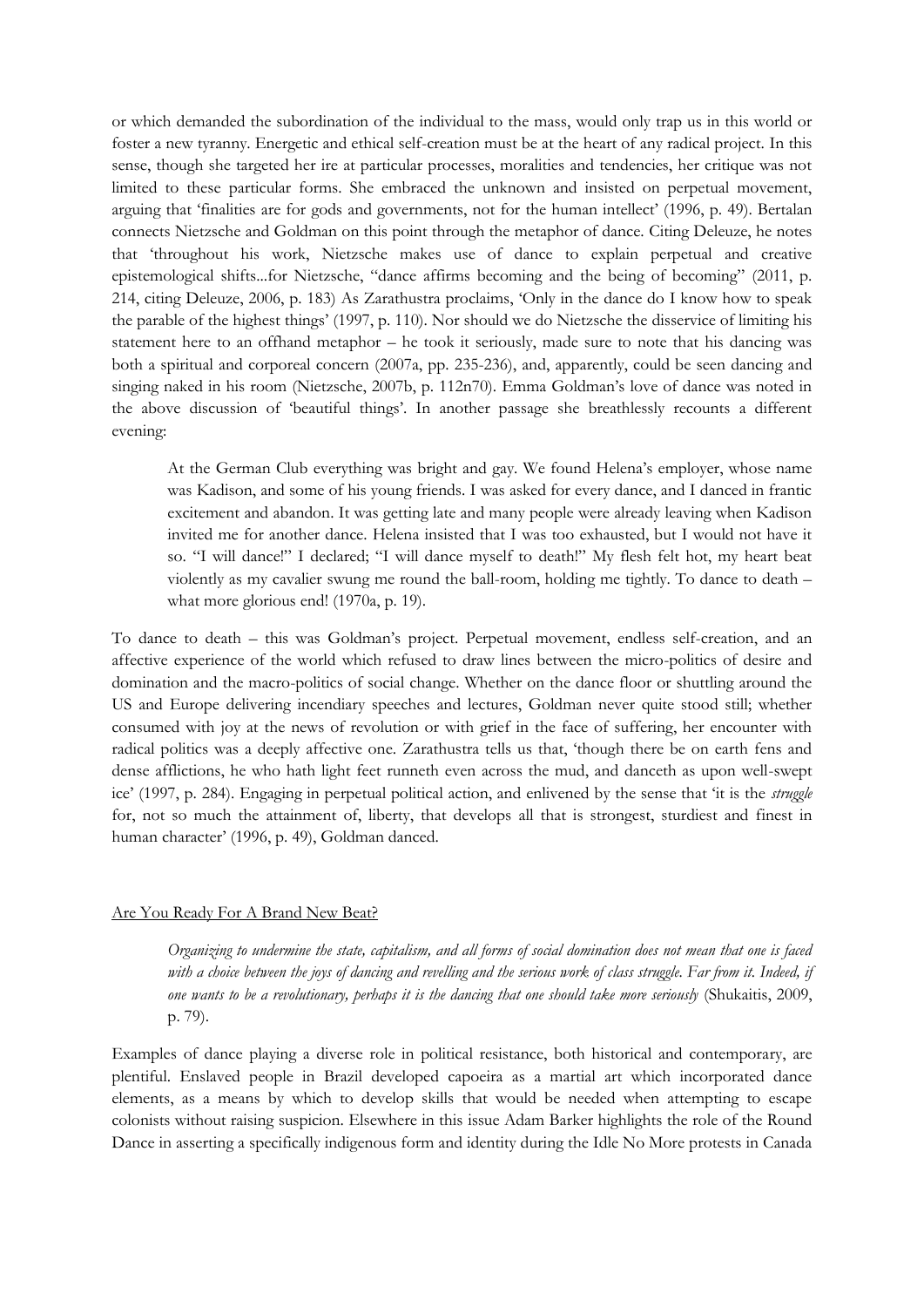or which demanded the subordination of the individual to the mass, would only trap us in this world or foster a new tyranny. Energetic and ethical self-creation must be at the heart of any radical project. In this sense, though she targeted her ire at particular processes, moralities and tendencies, her critique was not limited to these particular forms. She embraced the unknown and insisted on perpetual movement, arguing that 'finalities are for gods and governments, not for the human intellect' (1996, p. 49). Bertalan connects Nietzsche and Goldman on this point through the metaphor of dance. Citing Deleuze, he notes that 'throughout his work, Nietzsche makes use of dance to explain perpetual and creative epistemological shifts...for Nietzsche, "dance affirms becoming and the being of becoming" (2011, p. 214, citing Deleuze, 2006, p. 183) As Zarathustra proclaims, 'Only in the dance do I know how to speak the parable of the highest things' (1997, p. 110). Nor should we do Nietzsche the disservice of limiting his statement here to an offhand metaphor – he took it seriously, made sure to note that his dancing was both a spiritual and corporeal concern (2007a, pp. 235-236), and, apparently, could be seen dancing and singing naked in his room (Nietzsche, 2007b, p. 112n70). Emma Goldman's love of dance was noted in the above discussion of 'beautiful things'. In another passage she breathlessly recounts a different evening:

> At the German Club everything was bright and gay. We found Helena's employer, whose name was Kadison, and some of his young friends. I was asked for every dance, and I danced in frantic excitement and abandon. It was getting late and many people were already leaving when Kadison invited me for another dance. Helena insisted that I was too exhausted, but I would not have it so. "I will dance!" I declared; "I will dance myself to death!" My flesh felt hot, my heart beat violently as my cavalier swung me round the ball-room, holding me tightly. To dance to death – what more glorious end! (1970a, p. 19).

To dance to death – this was Goldman's project. Perpetual movement, endless self-creation, and an affective experience of the world which refused to draw lines between the micro-politics of desire and domination and the macro-politics of social change. Whether on the dance floor or shuttling around the US and Europe delivering incendiary speeches and lectures, Goldman never quite stood still; whether consumed with joy at the news of revolution or with grief in the face of suffering, her encounter with radical politics was a deeply affective one. Zarathustra tells us that, 'though there be on earth fens and dense afflictions, he who hath light feet runneth even across the mud, and danceth as upon well-swept ice' (1997, p. 284). Engaging in perpetual political action, and enlivened by the sense that 'it is the *struggle* for, not so much the attainment of, liberty, that develops all that is strongest, sturdiest and finest in human character' (1996, p. 49), Goldman danced.

## Are You Ready For A Brand New Beat?

> *Organizing to undermine the state, capitalism, and all forms of social domination does not mean that one is faced with a choice between the joys of dancing and revelling and the serious work of class struggle. Far from it. Indeed, if one wants to be a revolutionary, perhaps it is the dancing that one should take more seriously* (Shukaitis, 2009, p. 79).

Examples of dance playing a diverse role in political resistance, both historical and contemporary, are plentiful. Enslaved people in Brazil developed capoeira as a martial art which incorporated dance elements, as a means by which to develop skills that would be needed when attempting to escape colonists without raising suspicion. Elsewhere in this issue Adam Barker highlights the role of the Round Dance in asserting a specifically indigenous form and identity during the Idle No More protests in Canada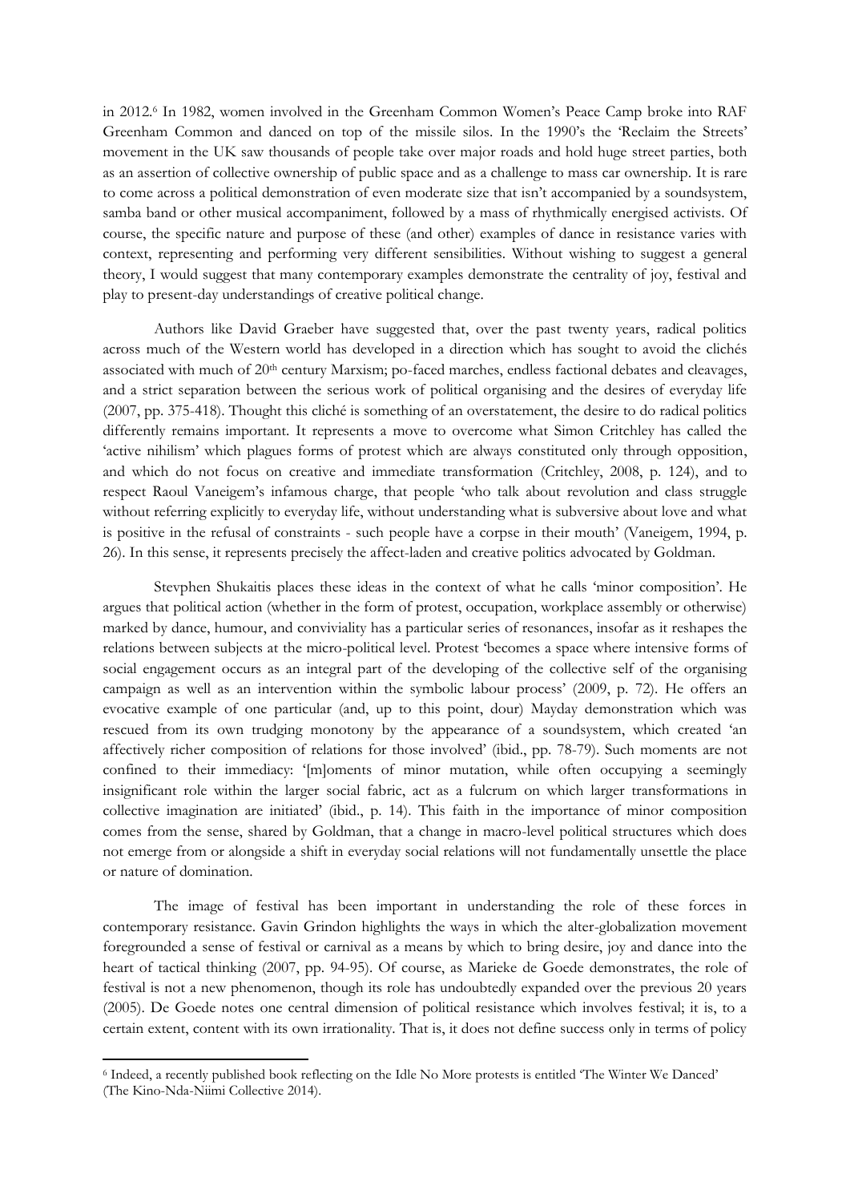in 2012.[6] In 1982, women involved in the Greenham Common Women's Peace Camp broke into RAF Greenham Common and danced on top of the missile silos. In the 1990's the 'Reclaim the Streets' movement in the UK saw thousands of people take over major roads and hold huge street parties, both as an assertion of collective ownership of public space and as a challenge to mass car ownership. It is rare to come across a political demonstration of even moderate size that isn't accompanied by a soundsystem, samba band or other musical accompaniment, followed by a mass of rhythmically energised activists. Of course, the specific nature and purpose of these (and other) examples of dance in resistance varies with context, representing and performing very different sensibilities. Without wishing to suggest a general theory, I would suggest that many contemporary examples demonstrate the centrality of joy, festival and play to present-day understandings of creative political change.

Authors like David Graeber have suggested that, over the past twenty years, radical politics across much of the Western world has developed in a direction which has sought to avoid the clichés associated with much of 20th century Marxism; po-faced marches, endless factional debates and cleavages, and a strict separation between the serious work of political organising and the desires of everyday life (2007, pp. 375-418). Thought this cliché is something of an overstatement, the desire to do radical politics differently remains important. It represents a move to overcome what Simon Critchley has called the 'active nihilism' which plagues forms of protest which are always constituted only through opposition, and which do not focus on creative and immediate transformation (Critchley, 2008, p. 124), and to respect Raoul Vaneigem's infamous charge, that people 'who talk about revolution and class struggle without referring explicitly to everyday life, without understanding what is subversive about love and what is positive in the refusal of constraints - such people have a corpse in their mouth' (Vaneigem, 1994, p. 26). In this sense, it represents precisely the affect-laden and creative politics advocated by Goldman.

Stevphen Shukaitis places these ideas in the context of what he calls 'minor composition'. He argues that political action (whether in the form of protest, occupation, workplace assembly or otherwise) marked by dance, humour, and conviviality has a particular series of resonances, insofar as it reshapes the relations between subjects at the micro-political level. Protest 'becomes a space where intensive forms of social engagement occurs as an integral part of the developing of the collective self of the organising campaign as well as an intervention within the symbolic labour process' (2009, p. 72). He offers an evocative example of one particular (and, up to this point, dour) Mayday demonstration which was rescued from its own trudging monotony by the appearance of a soundsystem, which created 'an affectively richer composition of relations for those involved' (ibid., pp. 78-79). Such moments are not confined to their immediacy: '[m]oments of minor mutation, while often occupying a seemingly insignificant role within the larger social fabric, act as a fulcrum on which larger transformations in collective imagination are initiated' (ibid., p. 14). This faith in the importance of minor composition comes from the sense, shared by Goldman, that a change in macro-level political structures which does not emerge from or alongside a shift in everyday social relations will not fundamentally unsettle the place or nature of domination.

The image of festival has been important in understanding the role of these forces in contemporary resistance. Gavin Grindon highlights the ways in which the alter-globalization movement foregrounded a sense of festival or carnival as a means by which to bring desire, joy and dance into the heart of tactical thinking (2007, pp. 94-95). Of course, as Marieke de Goede demonstrates, the role of festival is not a new phenomenon, though its role has undoubtedly expanded over the previous 20 years (2005). De Goede notes one central dimension of political resistance which involves festival; it is, to a certain extent, content with its own irrationality. That is, it does not define success only in terms of policy

[6] Indeed, a recently published book reflecting on the Idle No More protests is entitled 'The Winter We Danced' (The Kino-Nda-Niimi Collective 2014).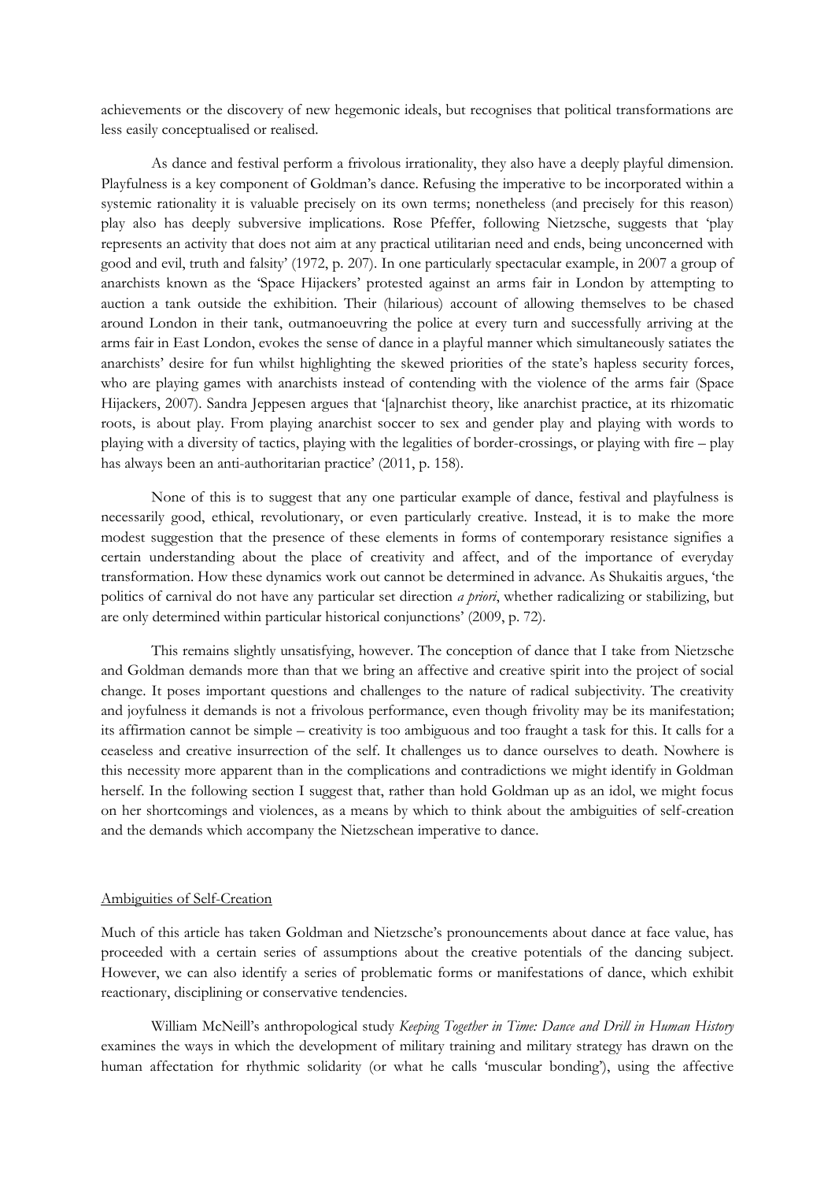achievements or the discovery of new hegemonic ideals, but recognises that political transformations are less easily conceptualised or realised.

As dance and festival perform a frivolous irrationality, they also have a deeply playful dimension. Playfulness is a key component of Goldman's dance. Refusing the imperative to be incorporated within a systemic rationality it is valuable precisely on its own terms; nonetheless (and precisely for this reason) play also has deeply subversive implications. Rose Pfeffer, following Nietzsche, suggests that 'play represents an activity that does not aim at any practical utilitarian need and ends, being unconcerned with good and evil, truth and falsity' (1972, p. 207). In one particularly spectacular example, in 2007 a group of anarchists known as the 'Space Hijackers' protested against an arms fair in London by attempting to auction a tank outside the exhibition. Their (hilarious) account of allowing themselves to be chased around London in their tank, outmanoeuvring the police at every turn and successfully arriving at the arms fair in East London, evokes the sense of dance in a playful manner which simultaneously satiates the anarchists' desire for fun whilst highlighting the skewed priorities of the state's hapless security forces, who are playing games with anarchists instead of contending with the violence of the arms fair (Space Hijackers, 2007). Sandra Jeppesen argues that '[a]narchist theory, like anarchist practice, at its rhizomatic roots, is about play. From playing anarchist soccer to sex and gender play and playing with words to playing with a diversity of tactics, playing with the legalities of border-crossings, or playing with fire – play has always been an anti-authoritarian practice' (2011, p. 158).

None of this is to suggest that any one particular example of dance, festival and playfulness is necessarily good, ethical, revolutionary, or even particularly creative. Instead, it is to make the more modest suggestion that the presence of these elements in forms of contemporary resistance signifies a certain understanding about the place of creativity and affect, and of the importance of everyday transformation. How these dynamics work out cannot be determined in advance. As Shukaitis argues, 'the politics of carnival do not have any particular set direction *a priori*, whether radicalizing or stabilizing, but are only determined within particular historical conjunctions' (2009, p. 72).

This remains slightly unsatisfying, however. The conception of dance that I take from Nietzsche and Goldman demands more than that we bring an affective and creative spirit into the project of social change. It poses important questions and challenges to the nature of radical subjectivity. The creativity and joyfulness it demands is not a frivolous performance, even though frivolity may be its manifestation; its affirmation cannot be simple – creativity is too ambiguous and too fraught a task for this. It calls for a ceaseless and creative insurrection of the self. It challenges us to dance ourselves to death. Nowhere is this necessity more apparent than in the complications and contradictions we might identify in Goldman herself. In the following section I suggest that, rather than hold Goldman up as an idol, we might focus on her shortcomings and violences, as a means by which to think about the ambiguities of self-creation and the demands which accompany the Nietzschean imperative to dance.

## Ambiguities of Self-Creation

Much of this article has taken Goldman and Nietzsche's pronouncements about dance at face value, has proceeded with a certain series of assumptions about the creative potentials of the dancing subject. However, we can also identify a series of problematic forms or manifestations of dance, which exhibit reactionary, disciplining or conservative tendencies.

William McNeill's anthropological study *Keeping Together in Time: Dance and Drill in Human History* examines the ways in which the development of military training and military strategy has drawn on the human affectation for rhythmic solidarity (or what he calls 'muscular bonding'), using the affective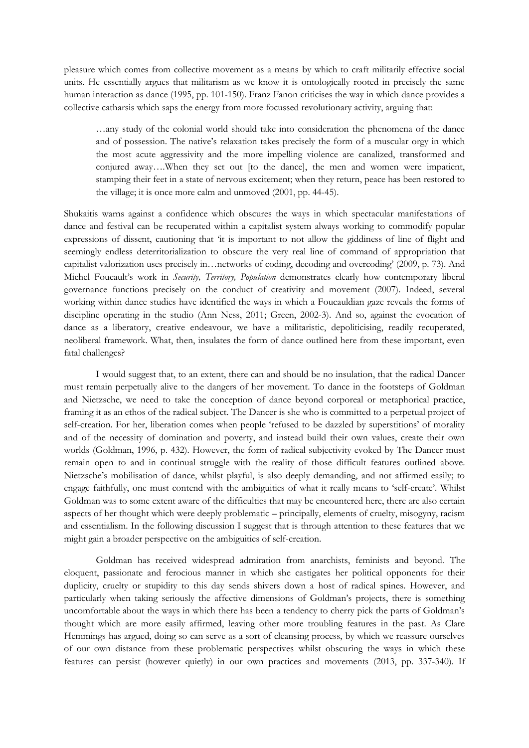pleasure which comes from collective movement as a means by which to craft militarily effective social units. He essentially argues that militarism as we know it is ontologically rooted in precisely the same human interaction as dance (1995, pp. 101-150). Franz Fanon criticises the way in which dance provides a collective catharsis which saps the energy from more focussed revolutionary activity, arguing that:

> …any study of the colonial world should take into consideration the phenomena of the dance and of possession. The native's relaxation takes precisely the form of a muscular orgy in which the most acute aggressivity and the more impelling violence are canalized, transformed and conjured away….When they set out [to the dance], the men and women were impatient, stamping their feet in a state of nervous excitement; when they return, peace has been restored to the village; it is once more calm and unmoved (2001, pp. 44-45).

Shukaitis warns against a confidence which obscures the ways in which spectacular manifestations of dance and festival can be recuperated within a capitalist system always working to commodify popular expressions of dissent, cautioning that 'it is important to not allow the giddiness of line of flight and seemingly endless deterritorialization to obscure the very real line of command of appropriation that capitalist valorization uses precisely in…networks of coding, decoding and overcoding' (2009, p. 73). And Michel Foucault's work in *Security, Territory, Population* demonstrates clearly how contemporary liberal governance functions precisely on the conduct of creativity and movement (2007). Indeed, several working within dance studies have identified the ways in which a Foucauldian gaze reveals the forms of discipline operating in the studio (Ann Ness, 2011; Green, 2002-3). And so, against the evocation of dance as a liberatory, creative endeavour, we have a militaristic, depoliticising, readily recuperated, neoliberal framework. What, then, insulates the form of dance outlined here from these important, even fatal challenges?

I would suggest that, to an extent, there can and should be no insulation, that the radical Dancer must remain perpetually alive to the dangers of her movement. To dance in the footsteps of Goldman and Nietzsche, we need to take the conception of dance beyond corporeal or metaphorical practice, framing it as an ethos of the radical subject. The Dancer is she who is committed to a perpetual project of self-creation. For her, liberation comes when people 'refused to be dazzled by superstitions' of morality and of the necessity of domination and poverty, and instead build their own values, create their own worlds (Goldman, 1996, p. 432). However, the form of radical subjectivity evoked by The Dancer must remain open to and in continual struggle with the reality of those difficult features outlined above. Nietzsche's mobilisation of dance, whilst playful, is also deeply demanding, and not affirmed easily; to engage faithfully, one must contend with the ambiguities of what it really means to 'self-create'. Whilst Goldman was to some extent aware of the difficulties that may be encountered here, there are also certain aspects of her thought which were deeply problematic – principally, elements of cruelty, misogyny, racism and essentialism. In the following discussion I suggest that is through attention to these features that we might gain a broader perspective on the ambiguities of self-creation.

Goldman has received widespread admiration from anarchists, feminists and beyond. The eloquent, passionate and ferocious manner in which she castigates her political opponents for their duplicity, cruelty or stupidity to this day sends shivers down a host of radical spines. However, and particularly when taking seriously the affective dimensions of Goldman's projects, there is something uncomfortable about the ways in which there has been a tendency to cherry pick the parts of Goldman's thought which are more easily affirmed, leaving other more troubling features in the past. As Clare Hemmings has argued, doing so can serve as a sort of cleansing process, by which we reassure ourselves of our own distance from these problematic perspectives whilst obscuring the ways in which these features can persist (however quietly) in our own practices and movements (2013, pp. 337-340). If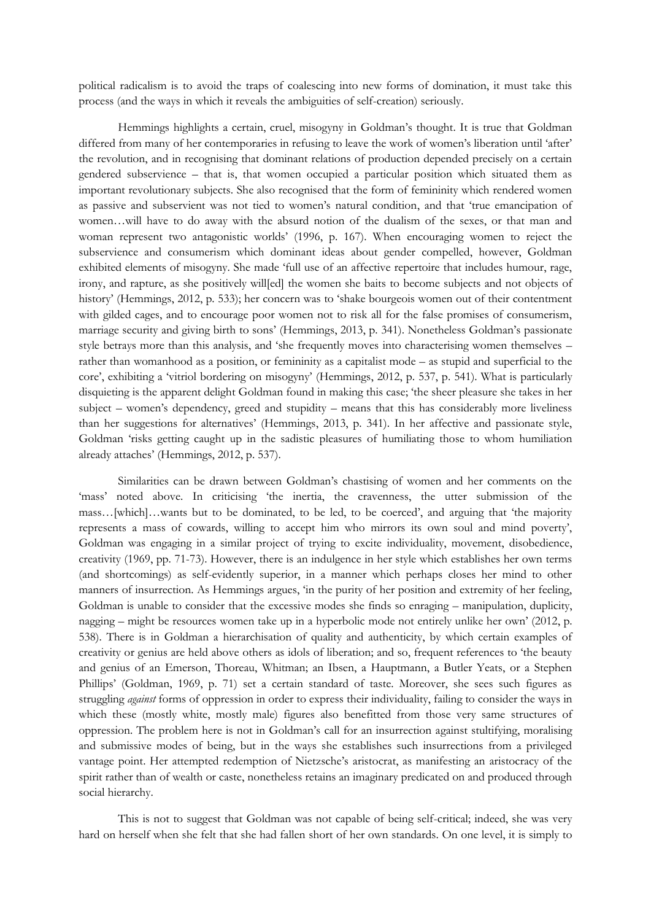political radicalism is to avoid the traps of coalescing into new forms of domination, it must take this process (and the ways in which it reveals the ambiguities of self-creation) seriously.

Hemmings highlights a certain, cruel, misogyny in Goldman's thought. It is true that Goldman differed from many of her contemporaries in refusing to leave the work of women's liberation until 'after' the revolution, and in recognising that dominant relations of production depended precisely on a certain gendered subservience – that is, that women occupied a particular position which situated them as important revolutionary subjects. She also recognised that the form of femininity which rendered women as passive and subservient was not tied to women's natural condition, and that 'true emancipation of women…will have to do away with the absurd notion of the dualism of the sexes, or that man and woman represent two antagonistic worlds' (1996, p. 167). When encouraging women to reject the subservience and consumerism which dominant ideas about gender compelled, however, Goldman exhibited elements of misogyny. She made 'full use of an affective repertoire that includes humour, rage, irony, and rapture, as she positively will[ed] the women she baits to become subjects and not objects of history' (Hemmings, 2012, p. 533); her concern was to 'shake bourgeois women out of their contentment with gilded cages, and to encourage poor women not to risk all for the false promises of consumerism, marriage security and giving birth to sons' (Hemmings, 2013, p. 341). Nonetheless Goldman's passionate style betrays more than this analysis, and 'she frequently moves into characterising women themselves – rather than womanhood as a position, or femininity as a capitalist mode – as stupid and superficial to the core', exhibiting a 'vitriol bordering on misogyny' (Hemmings, 2012, p. 537, p. 541). What is particularly disquieting is the apparent delight Goldman found in making this case; 'the sheer pleasure she takes in her subject – women's dependency, greed and stupidity – means that this has considerably more liveliness than her suggestions for alternatives' (Hemmings, 2013, p. 341). In her affective and passionate style, Goldman 'risks getting caught up in the sadistic pleasures of humiliating those to whom humiliation already attaches' (Hemmings, 2012, p. 537).

Similarities can be drawn between Goldman's chastising of women and her comments on the 'mass' noted above. In criticising 'the inertia, the cravenness, the utter submission of the mass…[which]…wants but to be dominated, to be led, to be coerced', and arguing that 'the majority represents a mass of cowards, willing to accept him who mirrors its own soul and mind poverty', Goldman was engaging in a similar project of trying to excite individuality, movement, disobedience, creativity (1969, pp. 71-73). However, there is an indulgence in her style which establishes her own terms (and shortcomings) as self-evidently superior, in a manner which perhaps closes her mind to other manners of insurrection. As Hemmings argues, 'in the purity of her position and extremity of her feeling, Goldman is unable to consider that the excessive modes she finds so enraging – manipulation, duplicity, nagging – might be resources women take up in a hyperbolic mode not entirely unlike her own' (2012, p. 538). There is in Goldman a hierarchisation of quality and authenticity, by which certain examples of creativity or genius are held above others as idols of liberation; and so, frequent references to 'the beauty and genius of an Emerson, Thoreau, Whitman; an Ibsen, a Hauptmann, a Butler Yeats, or a Stephen Phillips' (Goldman, 1969, p. 71) set a certain standard of taste. Moreover, she sees such figures as struggling *against* forms of oppression in order to express their individuality, failing to consider the ways in which these (mostly white, mostly male) figures also benefitted from those very same structures of oppression. The problem here is not in Goldman's call for an insurrection against stultifying, moralising and submissive modes of being, but in the ways she establishes such insurrections from a privileged vantage point. Her attempted redemption of Nietzsche's aristocrat, as manifesting an aristocracy of the spirit rather than of wealth or caste, nonetheless retains an imaginary predicated on and produced through social hierarchy.

This is not to suggest that Goldman was not capable of being self-critical; indeed, she was very hard on herself when she felt that she had fallen short of her own standards. On one level, it is simply to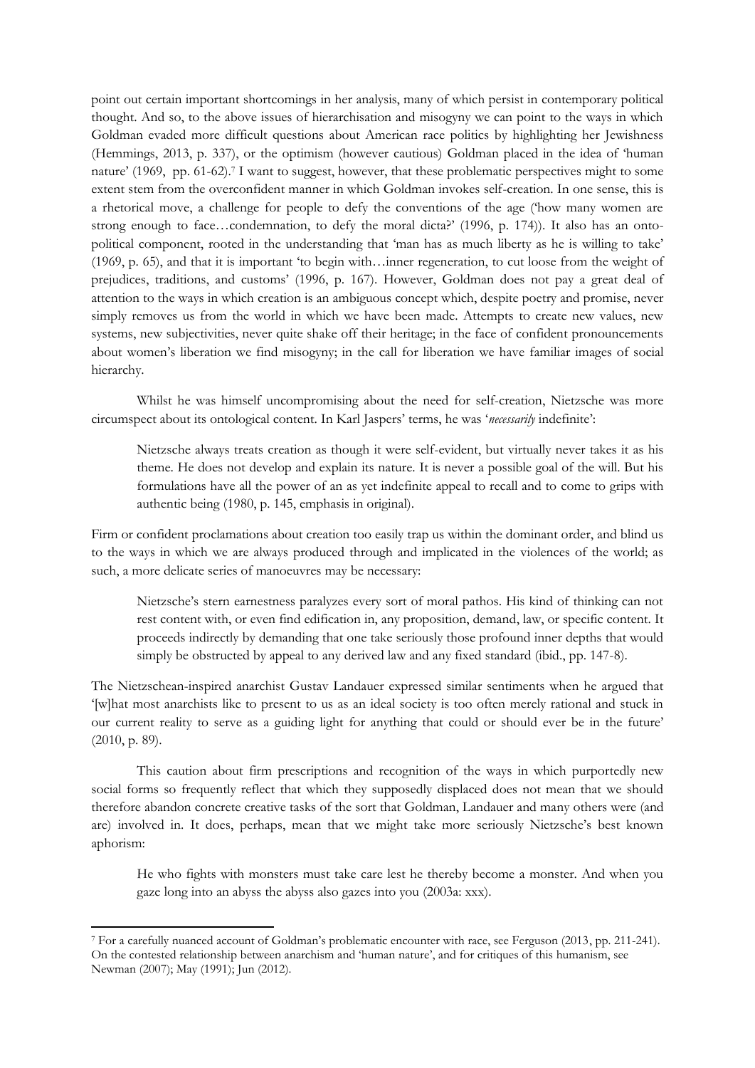point out certain important shortcomings in her analysis, many of which persist in contemporary political thought. And so, to the above issues of hierarchisation and misogyny we can point to the ways in which Goldman evaded more difficult questions about American race politics by highlighting her Jewishness (Hemmings, 2013, p. 337), or the optimism (however cautious) Goldman placed in the idea of 'human nature' (1969, pp. 61-62).[7] I want to suggest, however, that these problematic perspectives might to some extent stem from the overconfident manner in which Goldman invokes self-creation. In one sense, this is a rhetorical move, a challenge for people to defy the conventions of the age ('how many women are strong enough to face…condemnation, to defy the moral dicta?' (1996, p. 174)). It also has an onto-political component, rooted in the understanding that 'man has as much liberty as he is willing to take' (1969, p. 65), and that it is important 'to begin with…inner regeneration, to cut loose from the weight of prejudices, traditions, and customs' (1996, p. 167). However, Goldman does not pay a great deal of attention to the ways in which creation is an ambiguous concept which, despite poetry and promise, never simply removes us from the world in which we have been made. Attempts to create new values, new systems, new subjectivities, never quite shake off their heritage; in the face of confident pronouncements about women's liberation we find misogyny; in the call for liberation we have familiar images of social hierarchy.

Whilst he was himself uncompromising about the need for self-creation, Nietzsche was more circumspect about its ontological content. In Karl Jaspers' terms, he was '*necessarily* indefinite':

> Nietzsche always treats creation as though it were self-evident, but virtually never takes it as his theme. He does not develop and explain its nature. It is never a possible goal of the will. But his formulations have all the power of an as yet indefinite appeal to recall and to come to grips with authentic being (1980, p. 145, emphasis in original).

Firm or confident proclamations about creation too easily trap us within the dominant order, and blind us to the ways in which we are always produced through and implicated in the violences of the world; as such, a more delicate series of manoeuvres may be necessary:

> Nietzsche's stern earnestness paralyzes every sort of moral pathos. His kind of thinking can not rest content with, or even find edification in, any proposition, demand, law, or specific content. It proceeds indirectly by demanding that one take seriously those profound inner depths that would simply be obstructed by appeal to any derived law and any fixed standard (ibid., pp. 147-8).

The Nietzschean-inspired anarchist Gustav Landauer expressed similar sentiments when he argued that '[w]hat most anarchists like to present to us as an ideal society is too often merely rational and stuck in our current reality to serve as a guiding light for anything that could or should ever be in the future' (2010, p. 89).

This caution about firm prescriptions and recognition of the ways in which purportedly new social forms so frequently reflect that which they supposedly displaced does not mean that we should therefore abandon concrete creative tasks of the sort that Goldman, Landauer and many others were (and are) involved in. It does, perhaps, mean that we might take more seriously Nietzsche's best known aphorism:

> He who fights with monsters must take care lest he thereby become a monster. And when you gaze long into an abyss the abyss also gazes into you (2003a: xxx).

---

[7] For a carefully nuanced account of Goldman's problematic encounter with race, see Ferguson (2013, pp. 211-241). On the contested relationship between anarchism and 'human nature', and for critiques of this humanism, see Newman (2007); May (1991); Jun (2012).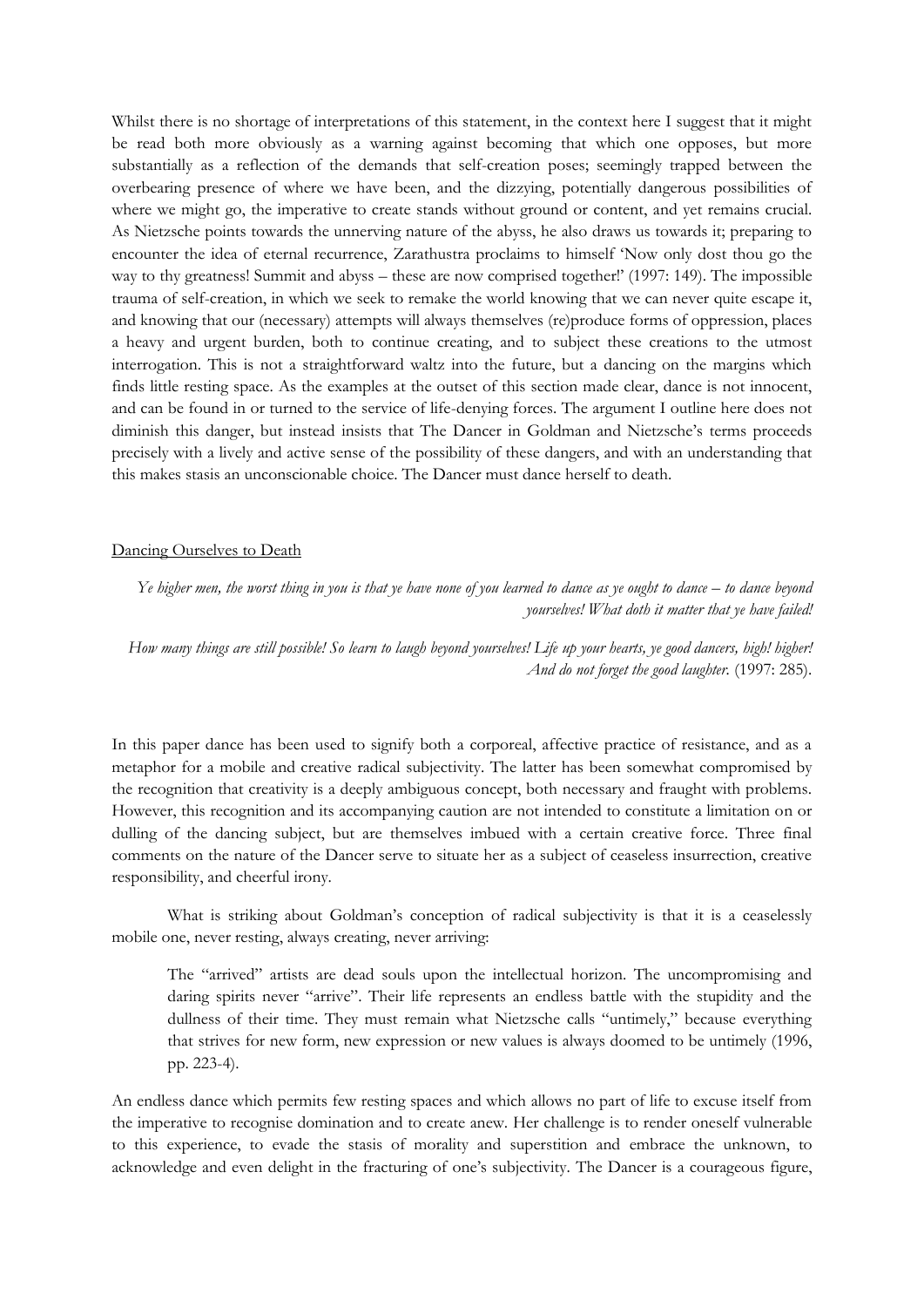Whilst there is no shortage of interpretations of this statement, in the context here I suggest that it might be read both more obviously as a warning against becoming that which one opposes, but more substantially as a reflection of the demands that self-creation poses; seemingly trapped between the overbearing presence of where we have been, and the dizzying, potentially dangerous possibilities of where we might go, the imperative to create stands without ground or content, and yet remains crucial. As Nietzsche points towards the unnerving nature of the abyss, he also draws us towards it; preparing to encounter the idea of eternal recurrence, Zarathustra proclaims to himself 'Now only dost thou go the way to thy greatness! Summit and abyss – these are now comprised together!' (1997: 149). The impossible trauma of self-creation, in which we seek to remake the world knowing that we can never quite escape it, and knowing that our (necessary) attempts will always themselves (re)produce forms of oppression, places a heavy and urgent burden, both to continue creating, and to subject these creations to the utmost interrogation. This is not a straightforward waltz into the future, but a dancing on the margins which finds little resting space. As the examples at the outset of this section made clear, dance is not innocent, and can be found in or turned to the service of life-denying forces. The argument I outline here does not diminish this danger, but instead insists that The Dancer in Goldman and Nietzsche's terms proceeds precisely with a lively and active sense of the possibility of these dangers, and with an understanding that this makes stasis an unconscionable choice. The Dancer must dance herself to death.

## Dancing Ourselves to Death

> *Ye higher men, the worst thing in you is that ye have none of you learned to dance as ye ought to dance – to dance beyond yourselves! What doth it matter that ye have failed!*
>
> *How many things are still possible! So learn to laugh beyond yourselves! Life up your hearts, ye good dancers, high! higher! And do not forget the good laughter.* (1997: 285).

In this paper dance has been used to signify both a corporeal, affective practice of resistance, and as a metaphor for a mobile and creative radical subjectivity. The latter has been somewhat compromised by the recognition that creativity is a deeply ambiguous concept, both necessary and fraught with problems. However, this recognition and its accompanying caution are not intended to constitute a limitation on or dulling of the dancing subject, but are themselves imbued with a certain creative force. Three final comments on the nature of the Dancer serve to situate her as a subject of ceaseless insurrection, creative responsibility, and cheerful irony.

What is striking about Goldman's conception of radical subjectivity is that it is a ceaselessly mobile one, never resting, always creating, never arriving:

> The "arrived" artists are dead souls upon the intellectual horizon. The uncompromising and daring spirits never "arrive". Their life represents an endless battle with the stupidity and the dullness of their time. They must remain what Nietzsche calls "untimely," because everything that strives for new form, new expression or new values is always doomed to be untimely (1996, pp. 223-4).

An endless dance which permits few resting spaces and which allows no part of life to excuse itself from the imperative to recognise domination and to create anew. Her challenge is to render oneself vulnerable to this experience, to evade the stasis of morality and superstition and embrace the unknown, to acknowledge and even delight in the fracturing of one's subjectivity. The Dancer is a courageous figure,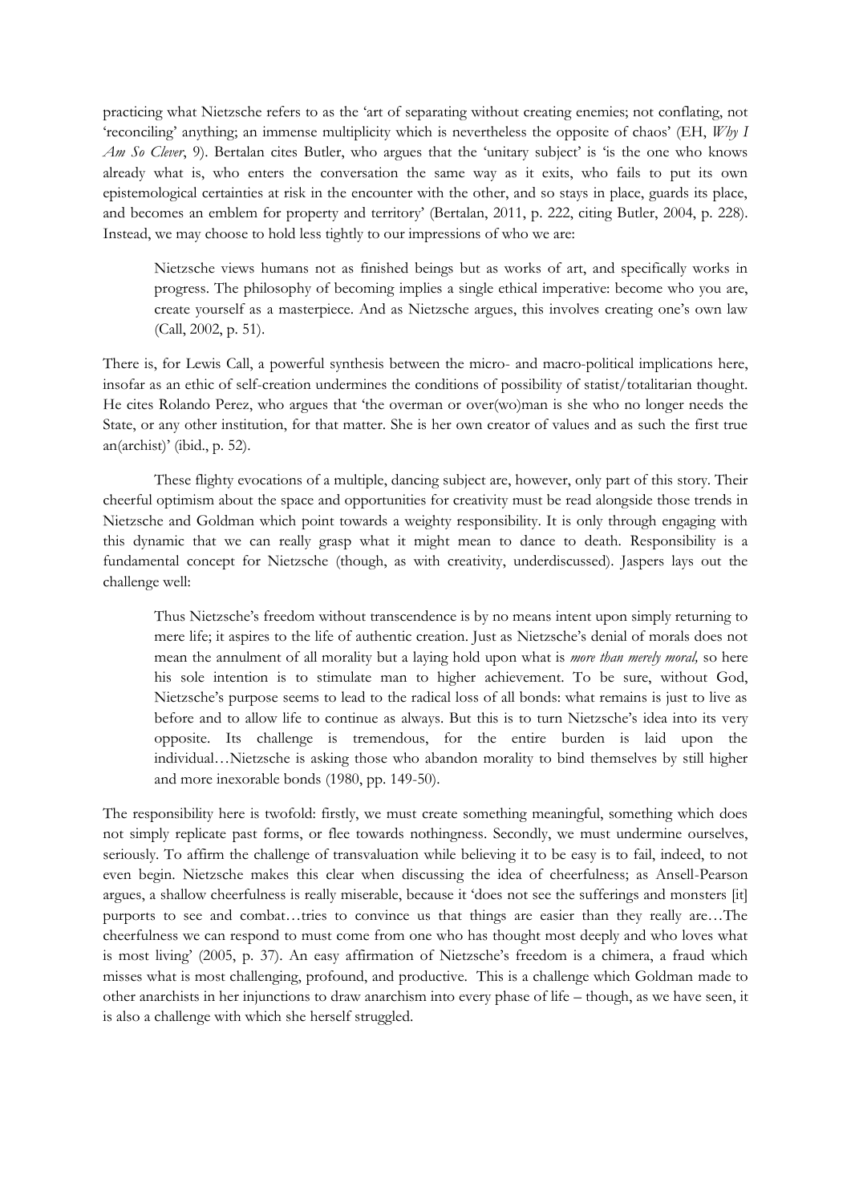practicing what Nietzsche refers to as the 'art of separating without creating enemies; not conflating, not 'reconciling' anything; an immense multiplicity which is nevertheless the opposite of chaos' (EH, *Why I Am So Clever*, 9). Bertalan cites Butler, who argues that the 'unitary subject' is 'is the one who knows already what is, who enters the conversation the same way as it exits, who fails to put its own epistemological certainties at risk in the encounter with the other, and so stays in place, guards its place, and becomes an emblem for property and territory' (Bertalan, 2011, p. 222, citing Butler, 2004, p. 228). Instead, we may choose to hold less tightly to our impressions of who we are:

> Nietzsche views humans not as finished beings but as works of art, and specifically works in progress. The philosophy of becoming implies a single ethical imperative: become who you are, create yourself as a masterpiece. And as Nietzsche argues, this involves creating one's own law (Call, 2002, p. 51).

There is, for Lewis Call, a powerful synthesis between the micro- and macro-political implications here, insofar as an ethic of self-creation undermines the conditions of possibility of statist/totalitarian thought. He cites Rolando Perez, who argues that 'the overman or over(wo)man is she who no longer needs the State, or any other institution, for that matter. She is her own creator of values and as such the first true an(archist)' (ibid., p. 52).

These flighty evocations of a multiple, dancing subject are, however, only part of this story. Their cheerful optimism about the space and opportunities for creativity must be read alongside those trends in Nietzsche and Goldman which point towards a weighty responsibility. It is only through engaging with this dynamic that we can really grasp what it might mean to dance to death. Responsibility is a fundamental concept for Nietzsche (though, as with creativity, underdiscussed). Jaspers lays out the challenge well:

> Thus Nietzsche's freedom without transcendence is by no means intent upon simply returning to mere life; it aspires to the life of authentic creation. Just as Nietzsche's denial of morals does not mean the annulment of all morality but a laying hold upon what is *more than merely moral,* so here his sole intention is to stimulate man to higher achievement. To be sure, without God, Nietzsche's purpose seems to lead to the radical loss of all bonds: what remains is just to live as before and to allow life to continue as always. But this is to turn Nietzsche's idea into its very opposite. Its challenge is tremendous, for the entire burden is laid upon the individual…Nietzsche is asking those who abandon morality to bind themselves by still higher and more inexorable bonds (1980, pp. 149-50).

The responsibility here is twofold: firstly, we must create something meaningful, something which does not simply replicate past forms, or flee towards nothingness. Secondly, we must undermine ourselves, seriously. To affirm the challenge of transvaluation while believing it to be easy is to fail, indeed, to not even begin. Nietzsche makes this clear when discussing the idea of cheerfulness; as Ansell-Pearson argues, a shallow cheerfulness is really miserable, because it 'does not see the sufferings and monsters [it] purports to see and combat…tries to convince us that things are easier than they really are…The cheerfulness we can respond to must come from one who has thought most deeply and who loves what is most living' (2005, p. 37). An easy affirmation of Nietzsche's freedom is a chimera, a fraud which misses what is most challenging, profound, and productive. This is a challenge which Goldman made to other anarchists in her injunctions to draw anarchism into every phase of life – though, as we have seen, it is also a challenge with which she herself struggled.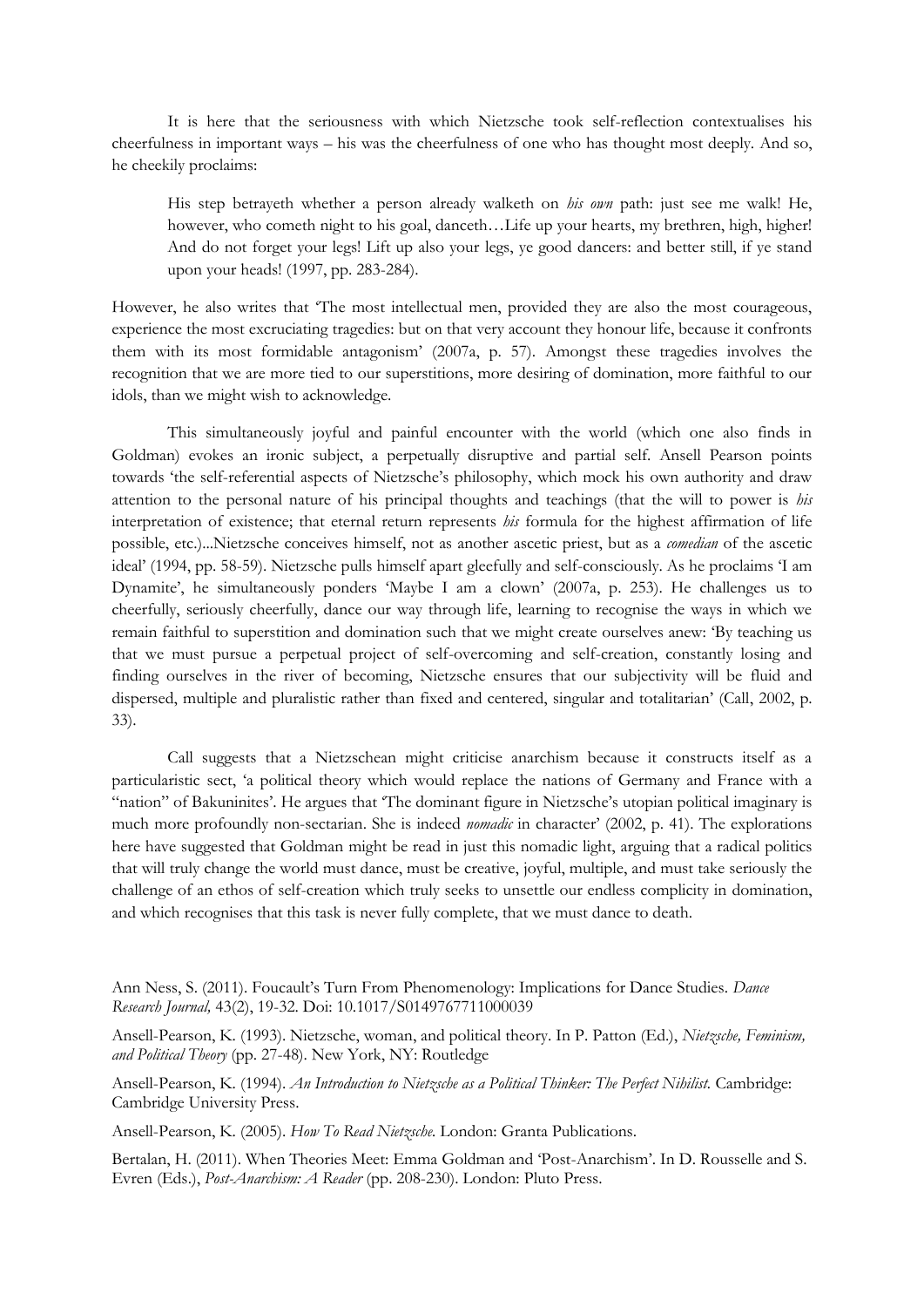It is here that the seriousness with which Nietzsche took self-reflection contextualises his cheerfulness in important ways – his was the cheerfulness of one who has thought most deeply. And so, he cheekily proclaims:

> His step betrayeth whether a person already walketh on *his own* path: just see me walk! He, however, who cometh night to his goal, danceth…Life up your hearts, my brethren, high, higher! And do not forget your legs! Lift up also your legs, ye good dancers: and better still, if ye stand upon your heads! (1997, pp. 283-284).

However, he also writes that 'The most intellectual men, provided they are also the most courageous, experience the most excruciating tragedies: but on that very account they honour life, because it confronts them with its most formidable antagonism' (2007a, p. 57). Amongst these tragedies involves the recognition that we are more tied to our superstitions, more desiring of domination, more faithful to our idols, than we might wish to acknowledge.

This simultaneously joyful and painful encounter with the world (which one also finds in Goldman) evokes an ironic subject, a perpetually disruptive and partial self. Ansell Pearson points towards 'the self-referential aspects of Nietzsche's philosophy, which mock his own authority and draw attention to the personal nature of his principal thoughts and teachings (that the will to power is *his* interpretation of existence; that eternal return represents *his* formula for the highest affirmation of life possible, etc.)...Nietzsche conceives himself, not as another ascetic priest, but as a *comedian* of the ascetic ideal' (1994, pp. 58-59). Nietzsche pulls himself apart gleefully and self-consciously. As he proclaims 'I am Dynamite', he simultaneously ponders 'Maybe I am a clown' (2007a, p. 253). He challenges us to cheerfully, seriously cheerfully, dance our way through life, learning to recognise the ways in which we remain faithful to superstition and domination such that we might create ourselves anew: 'By teaching us that we must pursue a perpetual project of self-overcoming and self-creation, constantly losing and finding ourselves in the river of becoming, Nietzsche ensures that our subjectivity will be fluid and dispersed, multiple and pluralistic rather than fixed and centered, singular and totalitarian' (Call, 2002, p. 33).

Call suggests that a Nietzschean might criticise anarchism because it constructs itself as a particularistic sect, 'a political theory which would replace the nations of Germany and France with a "nation" of Bakuninites'. He argues that 'The dominant figure in Nietzsche's utopian political imaginary is much more profoundly non-sectarian. She is indeed *nomadic* in character' (2002, p. 41). The explorations here have suggested that Goldman might be read in just this nomadic light, arguing that a radical politics that will truly change the world must dance, must be creative, joyful, multiple, and must take seriously the challenge of an ethos of self-creation which truly seeks to unsettle our endless complicity in domination, and which recognises that this task is never fully complete, that we must dance to death.

Ann Ness, S. (2011). Foucault's Turn From Phenomenology: Implications for Dance Studies. *Dance Research Journal,* 43(2), 19-32. Doi: 10.1017/S0149767711000039

Ansell-Pearson, K. (1993). Nietzsche, woman, and political theory. In P. Patton (Ed.), *Nietzsche, Feminism, and Political Theory* (pp. 27-48). New York, NY: Routledge

Ansell-Pearson, K. (1994). *An Introduction to Nietzsche as a Political Thinker: The Perfect Nihilist.* Cambridge: Cambridge University Press.

Ansell-Pearson, K. (2005). *How To Read Nietzsche.* London: Granta Publications.

Bertalan, H. (2011). When Theories Meet: Emma Goldman and 'Post-Anarchism'. In D. Rousselle and S. Evren (Eds.), *Post-Anarchism: A Reader* (pp. 208-230). London: Pluto Press.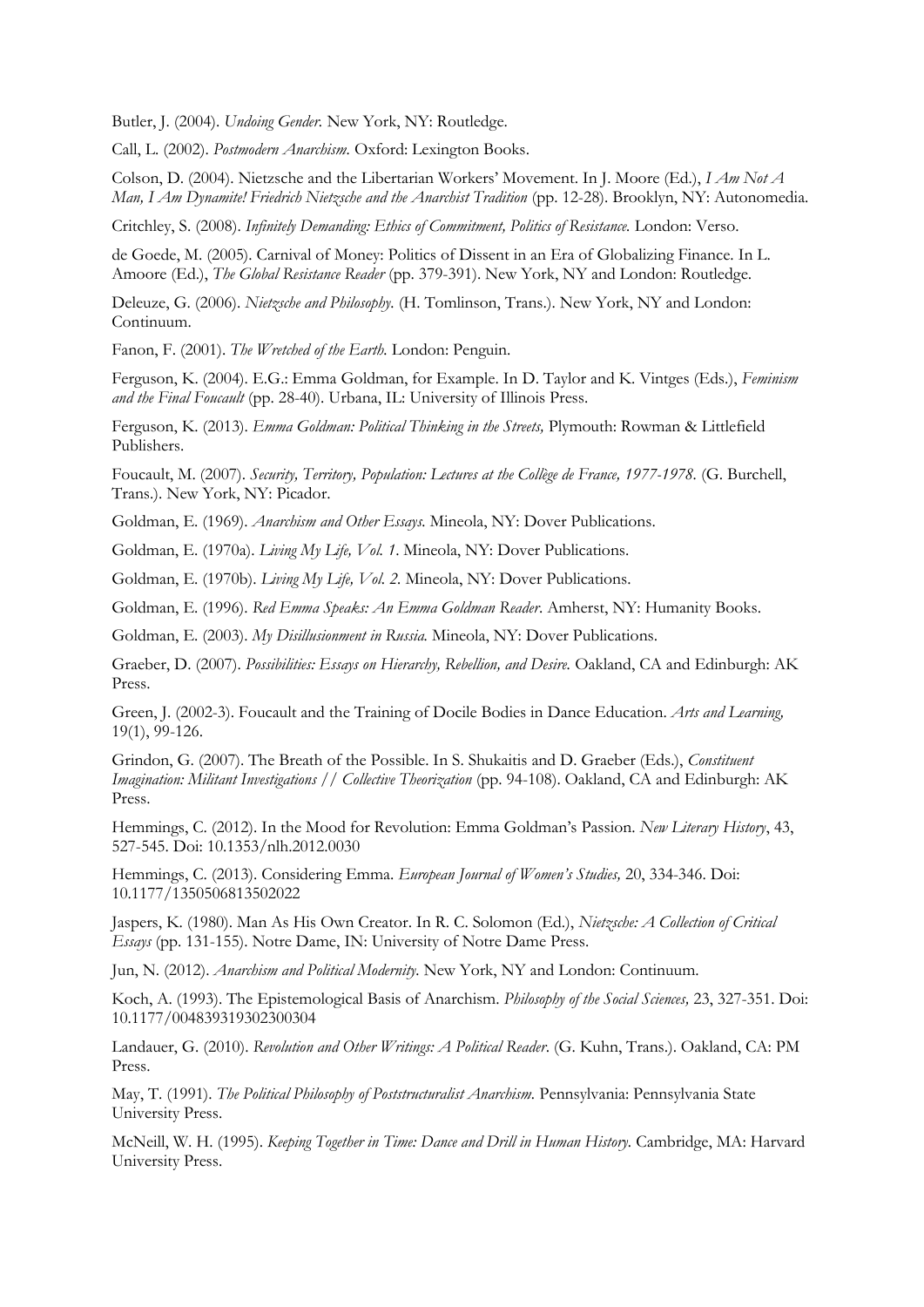Butler, J. (2004). *Undoing Gender.* New York, NY: Routledge.

Call, L. (2002). *Postmodern Anarchism.* Oxford: Lexington Books.

Colson, D. (2004). Nietzsche and the Libertarian Workers' Movement. In J. Moore (Ed.), *I Am Not A Man, I Am Dynamite! Friedrich Nietzsche and the Anarchist Tradition* (pp. 12-28). Brooklyn, NY: Autonomedia.

Critchley, S. (2008). *Infinitely Demanding: Ethics of Commitment, Politics of Resistance.* London: Verso.

de Goede, M. (2005). Carnival of Money: Politics of Dissent in an Era of Globalizing Finance. In L. Amoore (Ed.), *The Global Resistance Reader* (pp. 379-391). New York, NY and London: Routledge.

Deleuze, G. (2006). *Nietzsche and Philosophy.* (H. Tomlinson, Trans.). New York, NY and London: Continuum.

Fanon, F. (2001). *The Wretched of the Earth.* London: Penguin.

Ferguson, K. (2004). E.G.: Emma Goldman, for Example. In D. Taylor and K. Vintges (Eds.), *Feminism and the Final Foucault* (pp. 28-40). Urbana, IL: University of Illinois Press.

Ferguson, K. (2013). *Emma Goldman: Political Thinking in the Streets,* Plymouth: Rowman & Littlefield Publishers.

Foucault, M. (2007). *Security, Territory, Population: Lectures at the Collège de France, 1977-1978.* (G. Burchell, Trans.). New York, NY: Picador.

Goldman, E. (1969). *Anarchism and Other Essays.* Mineola, NY: Dover Publications.

Goldman, E. (1970a). *Living My Life, Vol. 1.* Mineola, NY: Dover Publications.

Goldman, E. (1970b). *Living My Life, Vol. 2.* Mineola, NY: Dover Publications.

Goldman, E. (1996). *Red Emma Speaks: An Emma Goldman Reader.* Amherst, NY: Humanity Books.

Goldman, E. (2003). *My Disillusionment in Russia.* Mineola, NY: Dover Publications.

Graeber, D. (2007). *Possibilities: Essays on Hierarchy, Rebellion, and Desire.* Oakland, CA and Edinburgh: AK Press.

Green, J. (2002-3). Foucault and the Training of Docile Bodies in Dance Education. *Arts and Learning,* 19(1), 99-126.

Grindon, G. (2007). The Breath of the Possible. In S. Shukaitis and D. Graeber (Eds.), *Constituent Imagination: Militant Investigations // Collective Theorization* (pp. 94-108). Oakland, CA and Edinburgh: AK Press.

Hemmings, C. (2012). In the Mood for Revolution: Emma Goldman's Passion. *New Literary History*, 43, 527-545. Doi: 10.1353/nlh.2012.0030

Hemmings, C. (2013). Considering Emma. *European Journal of Women's Studies,* 20, 334-346. Doi: 10.1177/1350506813502022

Jaspers, K. (1980). Man As His Own Creator. In R. C. Solomon (Ed.), *Nietzsche: A Collection of Critical Essays* (pp. 131-155). Notre Dame, IN: University of Notre Dame Press.

Jun, N. (2012). *Anarchism and Political Modernity.* New York, NY and London: Continuum.

Koch, A. (1993). The Epistemological Basis of Anarchism. *Philosophy of the Social Sciences,* 23, 327-351. Doi: 10.1177/004839319302300304

Landauer, G. (2010). *Revolution and Other Writings: A Political Reader.* (G. Kuhn, Trans.). Oakland, CA: PM Press.

May, T. (1991). *The Political Philosophy of Poststructuralist Anarchism.* Pennsylvania: Pennsylvania State University Press.

McNeill, W. H. (1995). *Keeping Together in Time: Dance and Drill in Human History.* Cambridge, MA: Harvard University Press.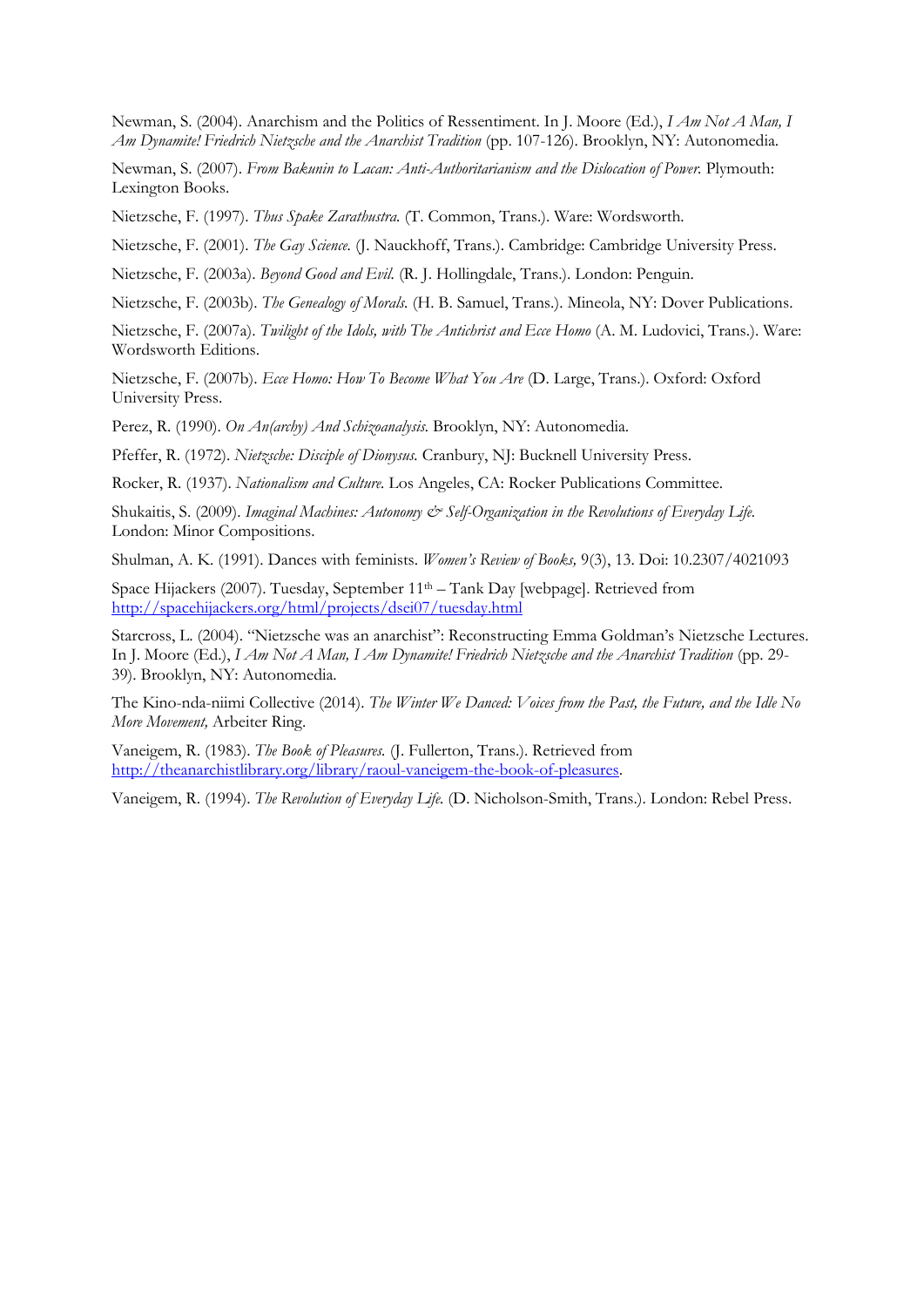Newman, S. (2004). Anarchism and the Politics of Ressentiment. In J. Moore (Ed.), *I Am Not A Man, I Am Dynamite! Friedrich Nietzsche and the Anarchist Tradition* (pp. 107-126). Brooklyn, NY: Autonomedia.

Newman, S. (2007). *From Bakunin to Lacan: Anti-Authoritarianism and the Dislocation of Power.* Plymouth: Lexington Books.

Nietzsche, F. (1997). *Thus Spake Zarathustra.* (T. Common, Trans.). Ware: Wordsworth.

Nietzsche, F. (2001). *The Gay Science.* (J. Nauckhoff, Trans.). Cambridge: Cambridge University Press.

Nietzsche, F. (2003a). *Beyond Good and Evil.* (R. J. Hollingdale, Trans.). London: Penguin.

Nietzsche, F. (2003b). *The Genealogy of Morals.* (H. B. Samuel, Trans.). Mineola, NY: Dover Publications.

Nietzsche, F. (2007a). *Twilight of the Idols, with The Antichrist and Ecce Homo* (A. M. Ludovici, Trans.). Ware: Wordsworth Editions.

Nietzsche, F. (2007b). *Ecce Homo: How To Become What You Are* (D. Large, Trans.). Oxford: Oxford University Press.

Perez, R. (1990). *On An(archy) And Schizoanalysis.* Brooklyn, NY: Autonomedia.

Pfeffer, R. (1972). *Nietzsche: Disciple of Dionysus.* Cranbury, NJ: Bucknell University Press.

Rocker, R. (1937). *Nationalism and Culture.* Los Angeles, CA: Rocker Publications Committee.

Shukaitis, S. (2009). *Imaginal Machines: Autonomy & Self-Organization in the Revolutions of Everyday Life.* London: Minor Compositions.

Shulman, A. K. (1991). Dances with feminists. *Women's Review of Books,* 9(3), 13. Doi: 10.2307/4021093

Space Hijackers (2007). Tuesday, September 11th – Tank Day [webpage]. Retrieved from http://spacehijackers.org/html/projects/dsei07/tuesday.html

Starcross, L. (2004). "Nietzsche was an anarchist": Reconstructing Emma Goldman's Nietzsche Lectures. In J. Moore (Ed.), *I Am Not A Man, I Am Dynamite! Friedrich Nietzsche and the Anarchist Tradition* (pp. 29-39). Brooklyn, NY: Autonomedia.

The Kino-nda-niimi Collective (2014). *The Winter We Danced: Voices from the Past, the Future, and the Idle No More Movement,* Arbeiter Ring.

Vaneigem, R. (1983). *The Book of Pleasures.* (J. Fullerton, Trans.). Retrieved from http://theanarchistlibrary.org/library/raoul-vaneigem-the-book-of-pleasures.

Vaneigem, R. (1994). *The Revolution of Everyday Life.* (D. Nicholson-Smith, Trans.). London: Rebel Press.